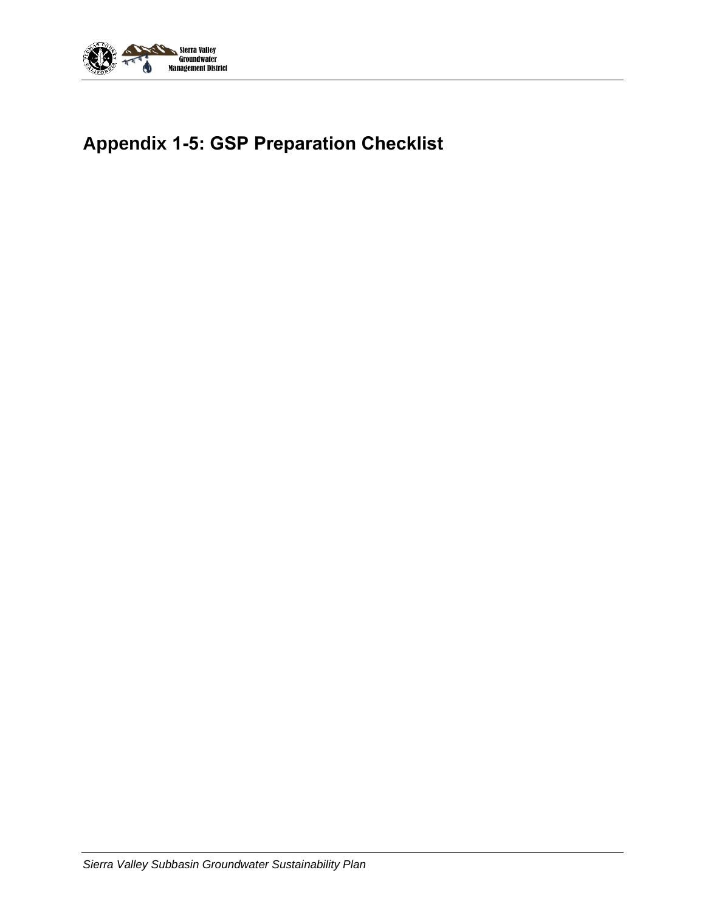# Appendix 1-5: GSP Preparation Checklist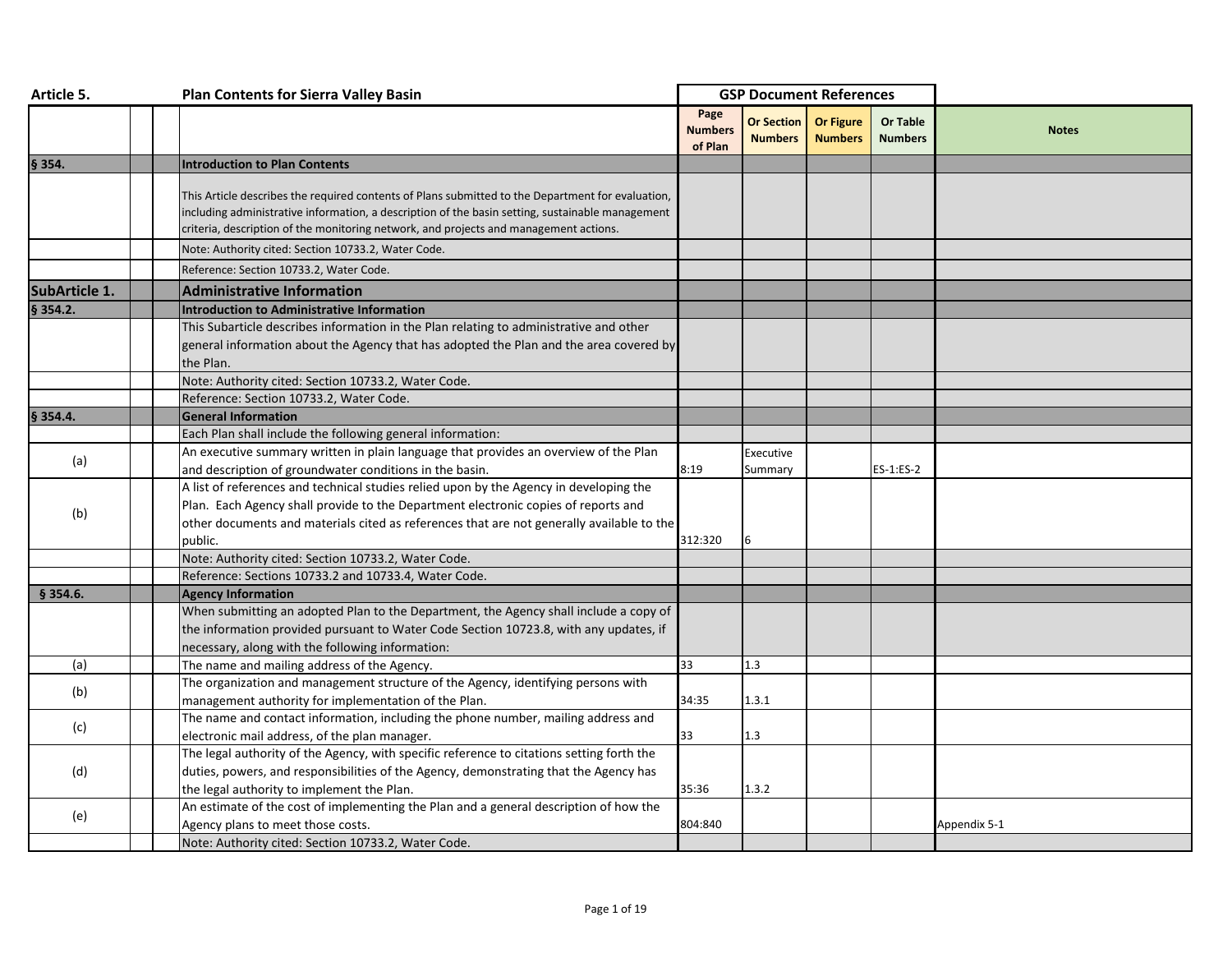| Article 5. | | | Plan Contents for Sierra Valley Basin | GSP Document References | | | | |
|---|---|---|---|---|---|---|---|---|
| | | | | Page Numbers of Plan | Or Section Numbers | Or Figure Numbers | Or Table Numbers | Notes |
| § 354. | | | Introduction to Plan Contents | | | | | |
| | | | This Article describes the required contents of Plans submitted to the Department for evaluation, including administrative information, a description of the basin setting, sustainable management criteria, description of the monitoring network, and projects and management actions. | | | | | |
| | | | Note: Authority cited: Section 10733.2, Water Code. | | | | | |
| | | | Reference: Section 10733.2, Water Code. | | | | | |
| SubArticle 1. | | | Administrative Information | | | | | |
| § 354.2. | | | Introduction to Administrative Information | | | | | |
| | | | This Subarticle describes information in the Plan relating to administrative and other general information about the Agency that has adopted the Plan and the area covered by the Plan. | | | | | |
| | | | Note: Authority cited: Section 10733.2, Water Code. | | | | | |
| | | | Reference: Section 10733.2, Water Code. | | | | | |
| § 354.4. | | | General Information | | | | | |
| | | | Each Plan shall include the following general information: | | | | | |
| (a) | | | An executive summary written in plain language that provides an overview of the Plan and description of groundwater conditions in the basin. | 8:19 | Executive Summary | | ES-1:ES-2 | |
| (b) | | | A list of references and technical studies relied upon by the Agency in developing the Plan. Each Agency shall provide to the Department electronic copies of reports and other documents and materials cited as references that are not generally available to the public. | 312:320 | 6 | | | |
| | | | Note: Authority cited: Section 10733.2, Water Code. | | | | | |
| | | | Reference: Sections 10733.2 and 10733.4, Water Code. | | | | | |
| § 354.6. | | | Agency Information | | | | | |
| | | | When submitting an adopted Plan to the Department, the Agency shall include a copy of the information provided pursuant to Water Code Section 10723.8, with any updates, if necessary, along with the following information: | | | | | |
| (a) | | | The name and mailing address of the Agency. | 33 | 1.3 | | | |
| (b) | | | The organization and management structure of the Agency, identifying persons with management authority for implementation of the Plan. | 34:35 | 1.3.1 | | | |
| (c) | | | The name and contact information, including the phone number, mailing address and electronic mail address, of the plan manager. | 33 | 1.3 | | | |
| (d) | | | The legal authority of the Agency, with specific reference to citations setting forth the duties, powers, and responsibilities of the Agency, demonstrating that the Agency has the legal authority to implement the Plan. | 35:36 | 1.3.2 | | | |
| (e) | | | An estimate of the cost of implementing the Plan and a general description of how the Agency plans to meet those costs. | 804:840 | | | | Appendix 5-1 |
| | | | Note: Authority cited: Section 10733.2, Water Code. | | | | | |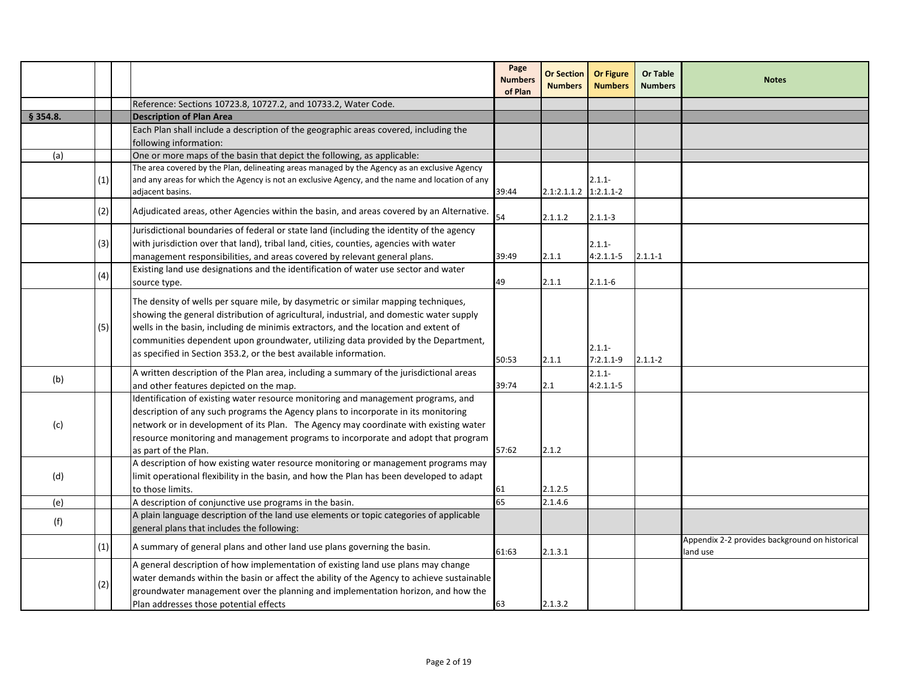| | | | | Page Numbers of Plan | Or Section Numbers | Or Figure Numbers | Or Table Numbers | Notes |
|---|---|---|---|---|---|---|---|---|
| | | | Reference: Sections 10723.8, 10727.2, and 10733.2, Water Code. | | | | | |
| § 354.8. | | | **Description of Plan Area** | | | | | |
| | | | Each Plan shall include a description of the geographic areas covered, including the following information: | | | | | |
| (a) | | | One or more maps of the basin that depict the following, as applicable: | | | | | |
| | (1) | | The area covered by the Plan, delineating areas managed by the Agency as an exclusive Agency and any areas for which the Agency is not an exclusive Agency, and the name and location of any adjacent basins. | 39:44 | 2.1:2.1.1.2 | 2.1.1-1:2.1.1-2 | | |
| | (2) | | Adjudicated areas, other Agencies within the basin, and areas covered by an Alternative. | 54 | 2.1.1.2 | 2.1.1-3 | | |
| | (3) | | Jurisdictional boundaries of federal or state land (including the identity of the agency with jurisdiction over that land), tribal land, cities, counties, agencies with water management responsibilities, and areas covered by relevant general plans. | 39:49 | 2.1.1 | 2.1.1-4:2.1.1-5 | 2.1.1-1 | |
| | (4) | | Existing land use designations and the identification of water use sector and water source type. | 49 | 2.1.1 | 2.1.1-6 | | |
| | (5) | | The density of wells per square mile, by dasymetric or similar mapping techniques, showing the general distribution of agricultural, industrial, and domestic water supply wells in the basin, including de minimis extractors, and the location and extent of communities dependent upon groundwater, utilizing data provided by the Department, as specified in Section 353.2, or the best available information. | 50:53 | 2.1.1 | 2.1.1-7:2.1.1-9 | 2.1.1-2 | |
| (b) | | | A written description of the Plan area, including a summary of the jurisdictional areas and other features depicted on the map. | 39:74 | 2.1 | 2.1.1-4:2.1.1-5 | | |
| (c) | | | Identification of existing water resource monitoring and management programs, and description of any such programs the Agency plans to incorporate in its monitoring network or in development of its Plan. The Agency may coordinate with existing water resource monitoring and management programs to incorporate and adopt that program as part of the Plan. | 57:62 | 2.1.2 | | | |
| (d) | | | A description of how existing water resource monitoring or management programs may limit operational flexibility in the basin, and how the Plan has been developed to adapt to those limits. | 61 | 2.1.2.5 | | | |
| (e) | | | A description of conjunctive use programs in the basin. | 65 | 2.1.4.6 | | | |
| (f) | | | A plain language description of the land use elements or topic categories of applicable general plans that includes the following: | | | | | |
| | (1) | | A summary of general plans and other land use plans governing the basin. | 61:63 | 2.1.3.1 | | | Appendix 2-2 provides background on historical land use |
| | (2) | | A general description of how implementation of existing land use plans may change water demands within the basin or affect the ability of the Agency to achieve sustainable groundwater management over the planning and implementation horizon, and how the Plan addresses those potential effects | 63 | 2.1.3.2 | | | |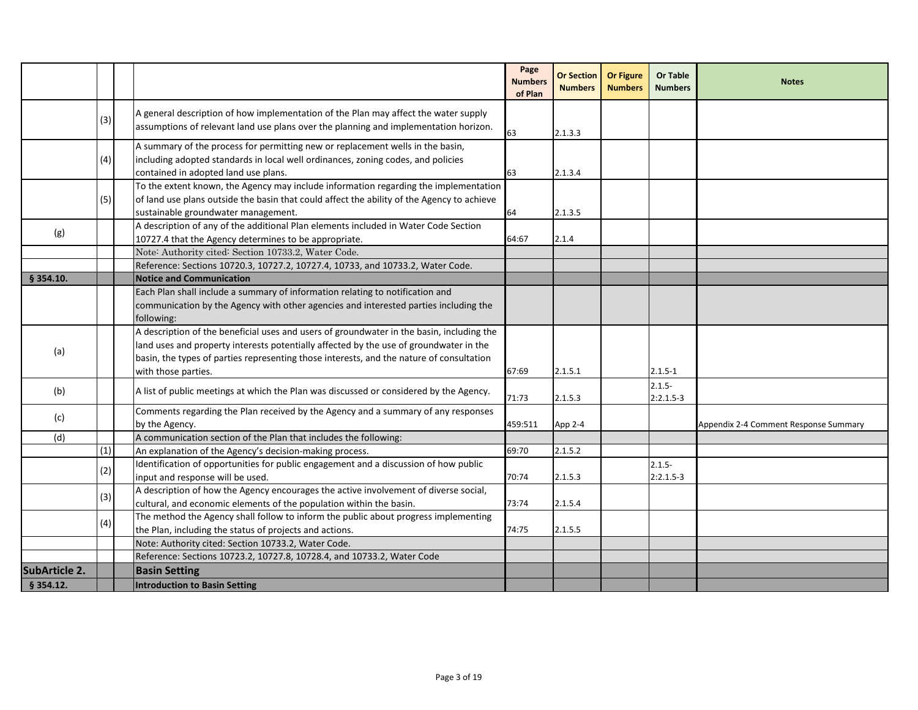| | | | | Page Numbers of Plan | Or Section Numbers | Or Figure Numbers | Or Table Numbers | Notes |
|---|---|---|---|---|---|---|---|---|
| | (3) | | A general description of how implementation of the Plan may affect the water supply assumptions of relevant land use plans over the planning and implementation horizon. | 63 | 2.1.3.3 | | | |
| | (4) | | A summary of the process for permitting new or replacement wells in the basin, including adopted standards in local well ordinances, zoning codes, and policies contained in adopted land use plans. | 63 | 2.1.3.4 | | | |
| | (5) | | To the extent known, the Agency may include information regarding the implementation of land use plans outside the basin that could affect the ability of the Agency to achieve sustainable groundwater management. | 64 | 2.1.3.5 | | | |
| (g) | | | A description of any of the additional Plan elements included in Water Code Section 10727.4 that the Agency determines to be appropriate. | 64:67 | 2.1.4 | | | |
| | | | Note: Authority cited: Section 10733.2, Water Code. | | | | | |
| | | | Reference: Sections 10720.3, 10727.2, 10727.4, 10733, and 10733.2, Water Code. | | | | | |
| **§ 354.10.** | | | **Notice and Communication** | | | | | |
| | | | Each Plan shall include a summary of information relating to notification and communication by the Agency with other agencies and interested parties including the following: | | | | | |
| (a) | | | A description of the beneficial uses and users of groundwater in the basin, including the land uses and property interests potentially affected by the use of groundwater in the basin, the types of parties representing those interests, and the nature of consultation with those parties. | 67:69 | 2.1.5.1 | | 2.1.5-1 | |
| (b) | | | A list of public meetings at which the Plan was discussed or considered by the Agency. | 71:73 | 2.1.5.3 | | 2.1.5-2:2.1.5-3 | |
| (c) | | | Comments regarding the Plan received by the Agency and a summary of any responses by the Agency. | 459:511 | App 2-4 | | | Appendix 2-4 Comment Response Summary |
| (d) | | | A communication section of the Plan that includes the following: | | | | | |
| | (1) | | An explanation of the Agency's decision-making process. | 69:70 | 2.1.5.2 | | | |
| | (2) | | Identification of opportunities for public engagement and a discussion of how public input and response will be used. | 70:74 | 2.1.5.3 | | 2.1.5-2:2.1.5-3 | |
| | (3) | | A description of how the Agency encourages the active involvement of diverse social, cultural, and economic elements of the population within the basin. | 73:74 | 2.1.5.4 | | | |
| | (4) | | The method the Agency shall follow to inform the public about progress implementing the Plan, including the status of projects and actions. | 74:75 | 2.1.5.5 | | | |
| | | | Note: Authority cited: Section 10733.2, Water Code. | | | | | |
| | | | Reference: Sections 10723.2, 10727.8, 10728.4, and 10733.2, Water Code | | | | | |
| **SubArticle 2.** | | | **Basin Setting** | | | | | |
| **§ 354.12.** | | | **Introduction to Basin Setting** | | | | | |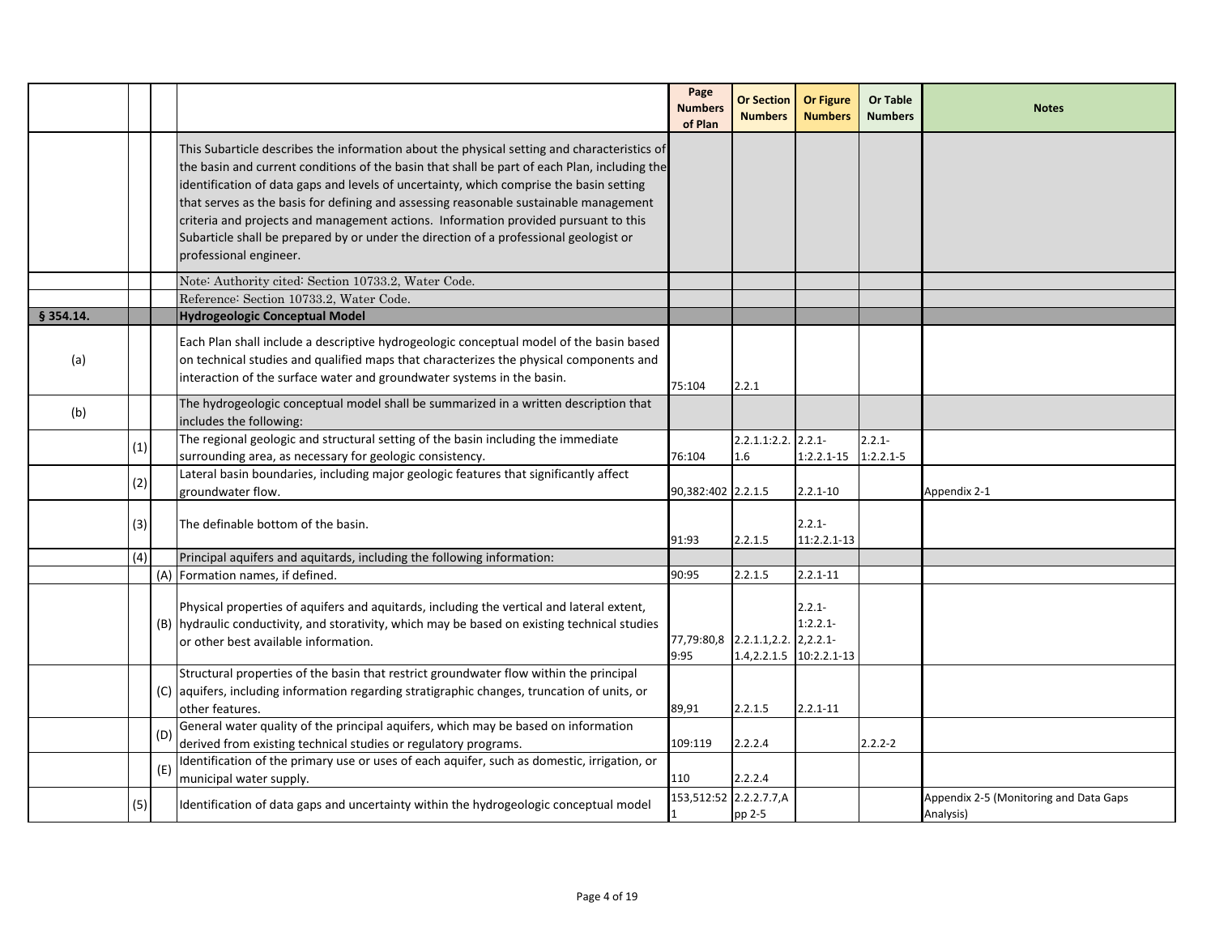| | | | | Page Numbers of Plan | Or Section Numbers | Or Figure Numbers | Or Table Numbers | Notes |
|---|---|---|---|---|---|---|---|---|
| | | | This Subarticle describes the information about the physical setting and characteristics of the basin and current conditions of the basin that shall be part of each Plan, including the identification of data gaps and levels of uncertainty, which comprise the basin setting that serves as the basis for defining and assessing reasonable sustainable management criteria and projects and management actions. Information provided pursuant to this Subarticle shall be prepared by or under the direction of a professional geologist or professional engineer. | | | | | |
| | | | Note: Authority cited: Section 10733.2, Water Code. | | | | | |
| | | | Reference: Section 10733.2, Water Code. | | | | | |
| **§ 354.14.** | | | **Hydrogeologic Conceptual Model** | | | | | |
| (a) | | | Each Plan shall include a descriptive hydrogeologic conceptual model of the basin based on technical studies and qualified maps that characterizes the physical components and interaction of the surface water and groundwater systems in the basin. | 75:104 | 2.2.1 | | | |
| (b) | | | The hydrogeologic conceptual model shall be summarized in a written description that includes the following: | | | | | |
| | (1) | | The regional geologic and structural setting of the basin including the immediate surrounding area, as necessary for geologic consistency. | 76:104 | 2.2.1.1:2.2.1.6 | 2.2.1-1:2.2.1-15 | 2.2.1-1:2.2.1-5 | |
| | (2) | | Lateral basin boundaries, including major geologic features that significantly affect groundwater flow. | 90,382:402 | 2.2.1.5 | 2.2.1-10 | | Appendix 2-1 |
| | (3) | | The definable bottom of the basin. | 91:93 | 2.2.1.5 | 2.2.1-11:2.2.1-13 | | |
| | (4) | | Principal aquifers and aquitards, including the following information: | | | | | |
| | | (A) | Formation names, if defined. | 90:95 | 2.2.1.5 | 2.2.1-11 | | |
| | | (B) | Physical properties of aquifers and aquitards, including the vertical and lateral extent, hydraulic conductivity, and storativity, which may be based on existing technical studies or other best available information. | 77,79:80,89:95 | 2.2.1.1,2.2.1.4,2.2.1.5 | 2.2.1-1:2.2.1-2,2.2.1-10:2.2.1-13 | | |
| | | (C) | Structural properties of the basin that restrict groundwater flow within the principal aquifers, including information regarding stratigraphic changes, truncation of units, or other features. | 89,91 | 2.2.1.5 | 2.2.1-11 | | |
| | | (D) | General water quality of the principal aquifers, which may be based on information derived from existing technical studies or regulatory programs. | 109:119 | 2.2.2.4 | | 2.2.2-2 | |
| | | (E) | Identification of the primary use or uses of each aquifer, such as domestic, irrigation, or municipal water supply. | 110 | 2.2.2.4 | | | |
| | (5) | | Identification of data gaps and uncertainty within the hydrogeologic conceptual model | 153,512:521 | 2.2.2.7.7,App 2-5 | | | Appendix 2-5 (Monitoring and Data Gaps Analysis) |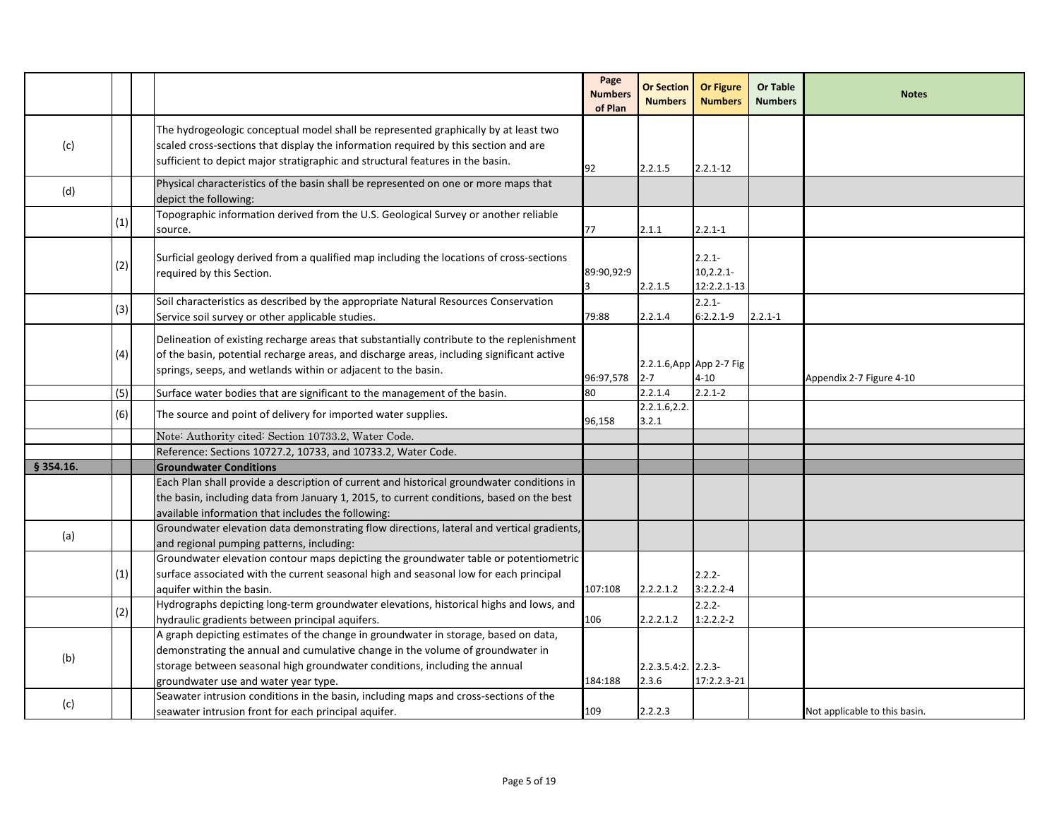| | | | | Page Numbers of Plan | Or Section Numbers | Or Figure Numbers | Or Table Numbers | Notes |
|---|---|---|---|---|---|---|---|---|
| (c) | | | The hydrogeologic conceptual model shall be represented graphically by at least two scaled cross-sections that display the information required by this section and are sufficient to depict major stratigraphic and structural features in the basin. | 92 | 2.2.1.5 | 2.2.1-12 | | |
| (d) | | | Physical characteristics of the basin shall be represented on one or more maps that depict the following: | | | | | |
| | (1) | | Topographic information derived from the U.S. Geological Survey or another reliable source. | 77 | 2.1.1 | 2.2.1-1 | | |
| | (2) | | Surficial geology derived from a qualified map including the locations of cross-sections required by this Section. | 89:90,92:93 | 2.2.1.5 | 2.2.1-10,2.2.1-12:2.2.1-13 | | |
| | (3) | | Soil characteristics as described by the appropriate Natural Resources Conservation Service soil survey or other applicable studies. | 79:88 | 2.2.1.4 | 2.2.1-6:2.2.1-9 | 2.2.1-1 | |
| | (4) | | Delineation of existing recharge areas that substantially contribute to the replenishment of the basin, potential recharge areas, and discharge areas, including significant active springs, seeps, and wetlands within or adjacent to the basin. | 96:97,578 | 2.2.1.6,App 2-7 | App 2-7 Fig 4-10 | | Appendix 2-7 Figure 4-10 |
| | (5) | | Surface water bodies that are significant to the management of the basin. | 80 | 2.2.1.4 | 2.2.1-2 | | |
| | (6) | | The source and point of delivery for imported water supplies. | 96,158 | 2.2.1.6,2.2.3.2.1 | | | |
| | | | Note: Authority cited: Section 10733.2, Water Code. | | | | | |
| | | | Reference: Sections 10727.2, 10733, and 10733.2, Water Code. | | | | | |
| **§ 354.16.** | | | **Groundwater Conditions** | | | | | |
| | | | Each Plan shall provide a description of current and historical groundwater conditions in the basin, including data from January 1, 2015, to current conditions, based on the best available information that includes the following: | | | | | |
| (a) | | | Groundwater elevation data demonstrating flow directions, lateral and vertical gradients, and regional pumping patterns, including: | | | | | |
| | (1) | | Groundwater elevation contour maps depicting the groundwater table or potentiometric surface associated with the current seasonal high and seasonal low for each principal aquifer within the basin. | 107:108 | 2.2.2.1.2 | 2.2.2-3:2.2.2-4 | | |
| | (2) | | Hydrographs depicting long-term groundwater elevations, historical highs and lows, and hydraulic gradients between principal aquifers. | 106 | 2.2.2.1.2 | 2.2.2-1:2.2.2-2 | | |
| (b) | | | A graph depicting estimates of the change in groundwater in storage, based on data, demonstrating the annual and cumulative change in the volume of groundwater in storage between seasonal high groundwater conditions, including the annual groundwater use and water year type. | 184:188 | 2.2.3.5.4:2.2.3.6 | 2.2.3-17:2.2.3-21 | | |
| (c) | | | Seawater intrusion conditions in the basin, including maps and cross-sections of the seawater intrusion front for each principal aquifer. | 109 | 2.2.2.3 | | | Not applicable to this basin. |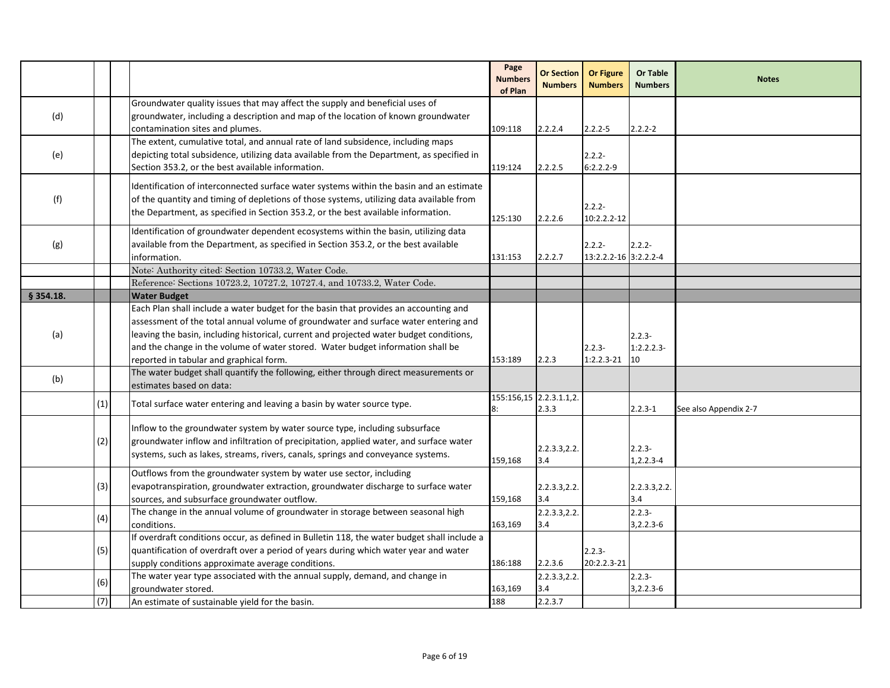| | | | | Page Numbers of Plan | Or Section Numbers | Or Figure Numbers | Or Table Numbers | Notes |
|---|---|---|---|---|---|---|---|---|
| (d) | | | Groundwater quality issues that may affect the supply and beneficial uses of groundwater, including a description and map of the location of known groundwater contamination sites and plumes. | 109:118 | 2.2.2.4 | 2.2.2-5 | 2.2.2-2 | |
| (e) | | | The extent, cumulative total, and annual rate of land subsidence, including maps depicting total subsidence, utilizing data available from the Department, as specified in Section 353.2, or the best available information. | 119:124 | 2.2.2.5 | 2.2.2-6:2.2.2-9 | | |
| (f) | | | Identification of interconnected surface water systems within the basin and an estimate of the quantity and timing of depletions of those systems, utilizing data available from the Department, as specified in Section 353.2, or the best available information. | 125:130 | 2.2.2.6 | 2.2.2-10:2.2.2-12 | | |
| (g) | | | Identification of groundwater dependent ecosystems within the basin, utilizing data available from the Department, as specified in Section 353.2, or the best available information. | 131:153 | 2.2.2.7 | 2.2.2-13:2.2.2-16 | 2.2.2-3:2.2.2-4 | |
| | | | Note: Authority cited: Section 10733.2, Water Code. | | | | | |
| | | | Reference: Sections 10723.2, 10727.2, 10727.4, and 10733.2, Water Code. | | | | | |
| **§ 354.18.** | | | **Water Budget** | | | | | |
| (a) | | | Each Plan shall include a water budget for the basin that provides an accounting and assessment of the total annual volume of groundwater and surface water entering and leaving the basin, including historical, current and projected water budget conditions, and the change in the volume of water stored. Water budget information shall be reported in tabular and graphical form. | 153:189 | 2.2.3 | 2.2.3-1:2.2.3-21 | 2.2.3-1:2.2.3-10 | |
| (b) | | | The water budget shall quantify the following, either through direct measurements or estimates based on data: | | | | | |
| | (1) | | Total surface water entering and leaving a basin by water source type. | 155:156,158: | 2.2.3.1.1,2.2.3.3 | | 2.2.3-1 | See also Appendix 2-7 |
| | (2) | | Inflow to the groundwater system by water source type, including subsurface groundwater inflow and infiltration of precipitation, applied water, and surface water systems, such as lakes, streams, rivers, canals, springs and conveyance systems. | 159,168 | 2.2.3.3,2.2.3.4 | | 2.2.3-1,2.2.3-4 | |
| | (3) | | Outflows from the groundwater system by water use sector, including evapotranspiration, groundwater extraction, groundwater discharge to surface water sources, and subsurface groundwater outflow. | 159,168 | 2.2.3.3,2.2.3.4 | | 2.2.3.3,2.2.3.4 | |
| | (4) | | The change in the annual volume of groundwater in storage between seasonal high conditions. | 163,169 | 2.2.3.3,2.2.3.4 | | 2.2.3-3,2.2.3-6 | |
| | (5) | | If overdraft conditions occur, as defined in Bulletin 118, the water budget shall include a quantification of overdraft over a period of years during which water year and water supply conditions approximate average conditions. | 186:188 | 2.2.3.6 | 2.2.3-20:2.2.3-21 | | |
| | (6) | | The water year type associated with the annual supply, demand, and change in groundwater stored. | 163,169 | 2.2.3.3,2.2.3.4 | | 2.2.3-3,2.2.3-6 | |
| | (7) | | An estimate of sustainable yield for the basin. | 188 | 2.2.3.7 | | | |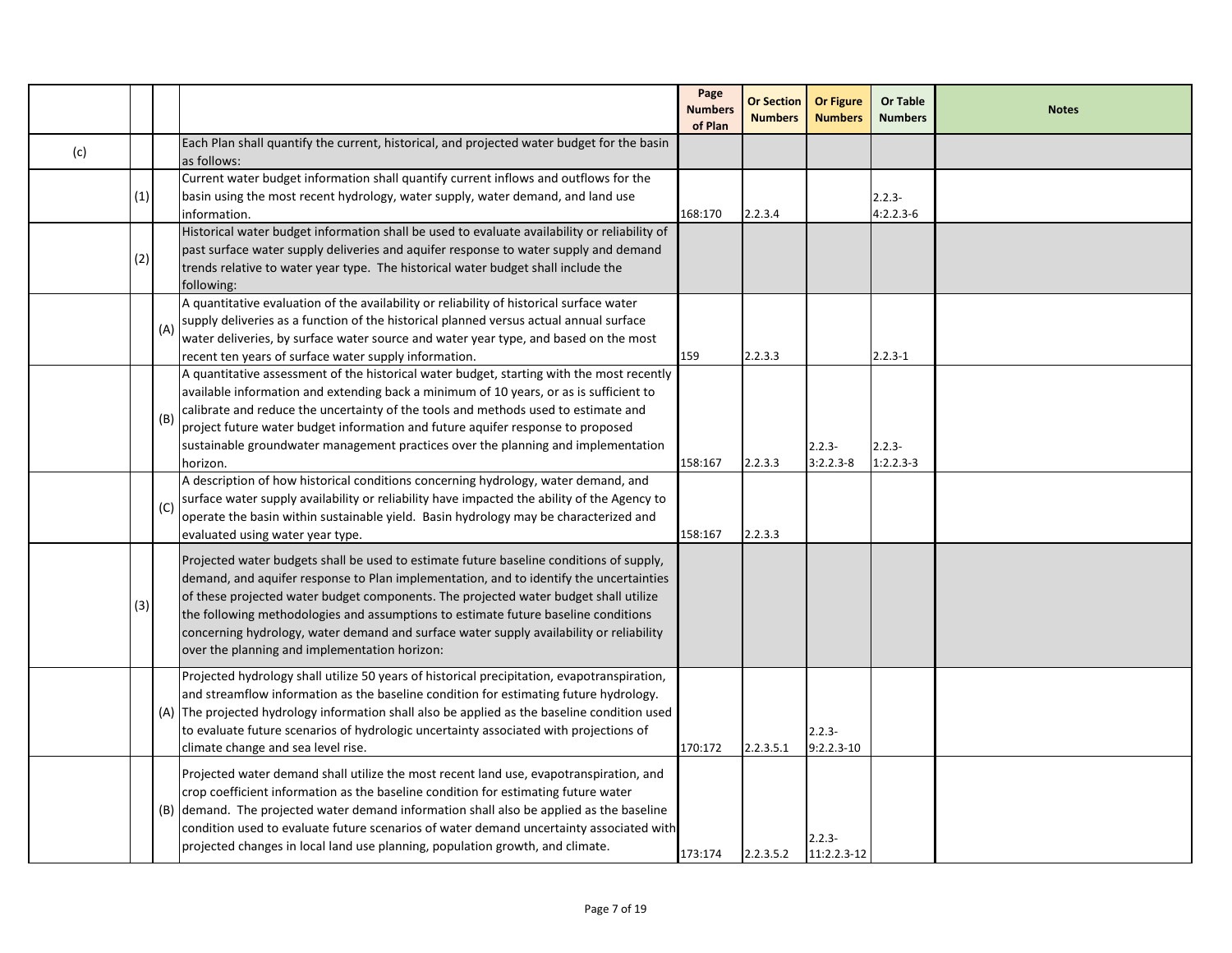| | | | | Page Numbers of Plan | Or Section Numbers | Or Figure Numbers | Or Table Numbers | Notes |
|---|---|---|---|---|---|---|---|---|
| (c) | | | Each Plan shall quantify the current, historical, and projected water budget for the basin as follows: | | | | | |
| | (1) | | Current water budget information shall quantify current inflows and outflows for the basin using the most recent hydrology, water supply, water demand, and land use information. | 168:170 | 2.2.3.4 | | 2.2.3-4:2.2.3-6 | |
| | (2) | | Historical water budget information shall be used to evaluate availability or reliability of past surface water supply deliveries and aquifer response to water supply and demand trends relative to water year type. The historical water budget shall include the following: | | | | | |
| | | (A) | A quantitative evaluation of the availability or reliability of historical surface water supply deliveries as a function of the historical planned versus actual annual surface water deliveries, by surface water source and water year type, and based on the most recent ten years of surface water supply information. | 159 | 2.2.3.3 | | 2.2.3-1 | |
| | | (B) | A quantitative assessment of the historical water budget, starting with the most recently available information and extending back a minimum of 10 years, or as is sufficient to calibrate and reduce the uncertainty of the tools and methods used to estimate and project future water budget information and future aquifer response to proposed sustainable groundwater management practices over the planning and implementation horizon. | 158:167 | 2.2.3.3 | 2.2.3-3:2.2.3-8 | 2.2.3-1:2.2.3-3 | |
| | | (C) | A description of how historical conditions concerning hydrology, water demand, and surface water supply availability or reliability have impacted the ability of the Agency to operate the basin within sustainable yield. Basin hydrology may be characterized and evaluated using water year type. | 158:167 | 2.2.3.3 | | | |
| | (3) | | Projected water budgets shall be used to estimate future baseline conditions of supply, demand, and aquifer response to Plan implementation, and to identify the uncertainties of these projected water budget components. The projected water budget shall utilize the following methodologies and assumptions to estimate future baseline conditions concerning hydrology, water demand and surface water supply availability or reliability over the planning and implementation horizon: | | | | | |
| | | (A) | Projected hydrology shall utilize 50 years of historical precipitation, evapotranspiration, and streamflow information as the baseline condition for estimating future hydrology. The projected hydrology information shall also be applied as the baseline condition used to evaluate future scenarios of hydrologic uncertainty associated with projections of climate change and sea level rise. | 170:172 | 2.2.3.5.1 | 2.2.3-9:2.2.3-10 | | |
| | | (B) | Projected water demand shall utilize the most recent land use, evapotranspiration, and crop coefficient information as the baseline condition for estimating future water demand. The projected water demand information shall also be applied as the baseline condition used to evaluate future scenarios of water demand uncertainty associated with projected changes in local land use planning, population growth, and climate. | 173:174 | 2.2.3.5.2 | 2.2.3-11:2.2.3-12 | | |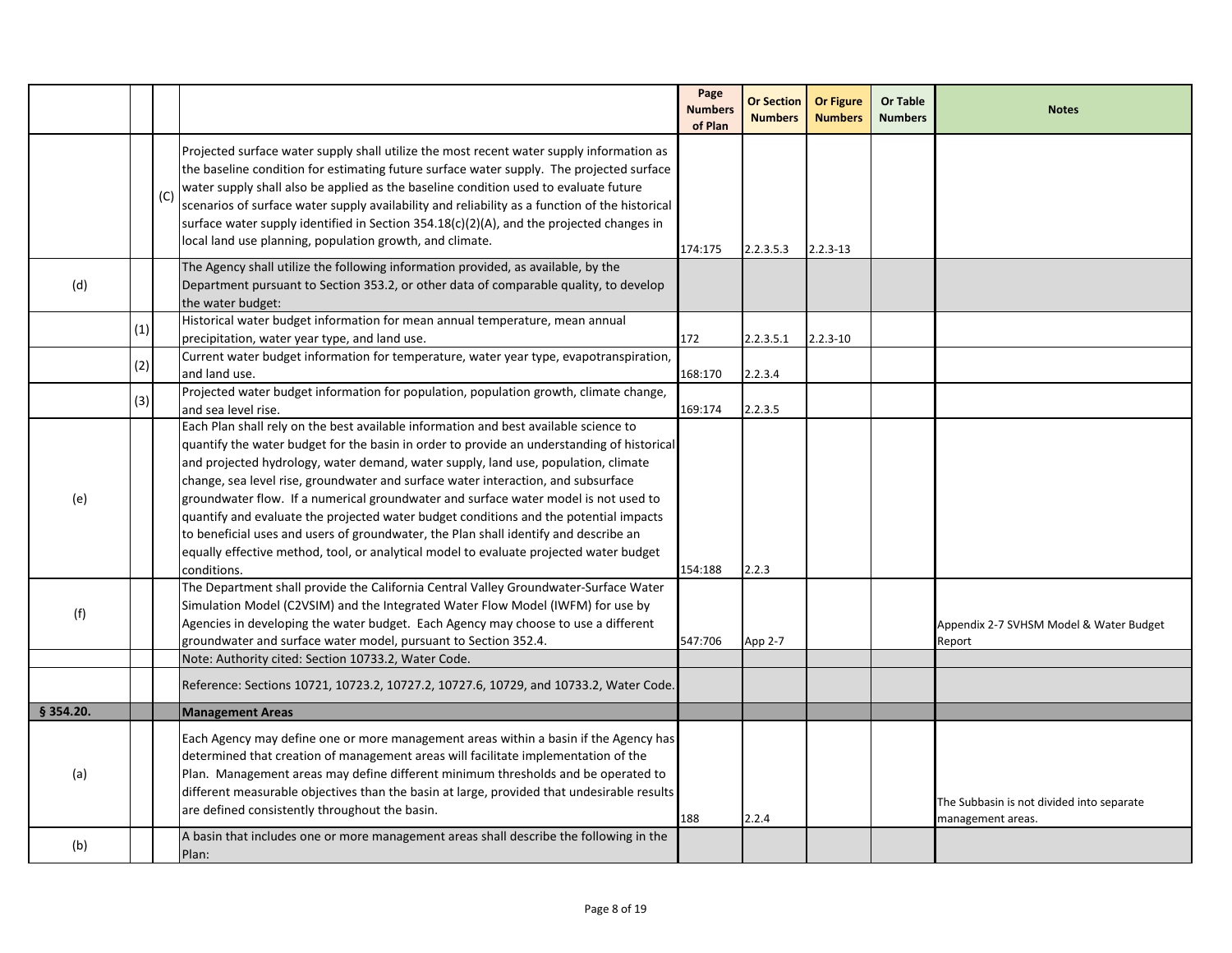| | | | | Page Numbers of Plan | Or Section Numbers | Or Figure Numbers | Or Table Numbers | Notes |
|---|---|---|---|---|---|---|---|---|
| | | (C) | Projected surface water supply shall utilize the most recent water supply information as the baseline condition for estimating future surface water supply. The projected surface water supply shall also be applied as the baseline condition used to evaluate future scenarios of surface water supply availability and reliability as a function of the historical surface water supply identified in Section 354.18(c)(2)(A), and the projected changes in local land use planning, population growth, and climate. | 174:175 | 2.2.3.5.3 | 2.2.3-13 | | |
| (d) | | | The Agency shall utilize the following information provided, as available, by the Department pursuant to Section 353.2, or other data of comparable quality, to develop the water budget: | | | | | |
| | (1) | | Historical water budget information for mean annual temperature, mean annual precipitation, water year type, and land use. | 172 | 2.2.3.5.1 | 2.2.3-10 | | |
| | (2) | | Current water budget information for temperature, water year type, evapotranspiration, and land use. | 168:170 | 2.2.3.4 | | | |
| | (3) | | Projected water budget information for population, population growth, climate change, and sea level rise. | 169:174 | 2.2.3.5 | | | |
| (e) | | | Each Plan shall rely on the best available information and best available science to quantify the water budget for the basin in order to provide an understanding of historical and projected hydrology, water demand, water supply, land use, population, climate change, sea level rise, groundwater and surface water interaction, and subsurface groundwater flow. If a numerical groundwater and surface water model is not used to quantify and evaluate the projected water budget conditions and the potential impacts to beneficial uses and users of groundwater, the Plan shall identify and describe an equally effective method, tool, or analytical model to evaluate projected water budget conditions. | 154:188 | 2.2.3 | | | |
| (f) | | | The Department shall provide the California Central Valley Groundwater-Surface Water Simulation Model (C2VSIM) and the Integrated Water Flow Model (IWFM) for use by Agencies in developing the water budget. Each Agency may choose to use a different groundwater and surface water model, pursuant to Section 352.4. | 547:706 | App 2-7 | | | Appendix 2-7 SVHSM Model & Water Budget Report |
| | | | Note: Authority cited: Section 10733.2, Water Code. | | | | | |
| | | | Reference: Sections 10721, 10723.2, 10727.2, 10727.6, 10729, and 10733.2, Water Code. | | | | | |
| § 354.20. | | | **Management Areas** | | | | | |
| (a) | | | Each Agency may define one or more management areas within a basin if the Agency has determined that creation of management areas will facilitate implementation of the Plan. Management areas may define different minimum thresholds and be operated to different measurable objectives than the basin at large, provided that undesirable results are defined consistently throughout the basin. | 188 | 2.2.4 | | | The Subbasin is not divided into separate management areas. |
| (b) | | | A basin that includes one or more management areas shall describe the following in the Plan: | | | | | |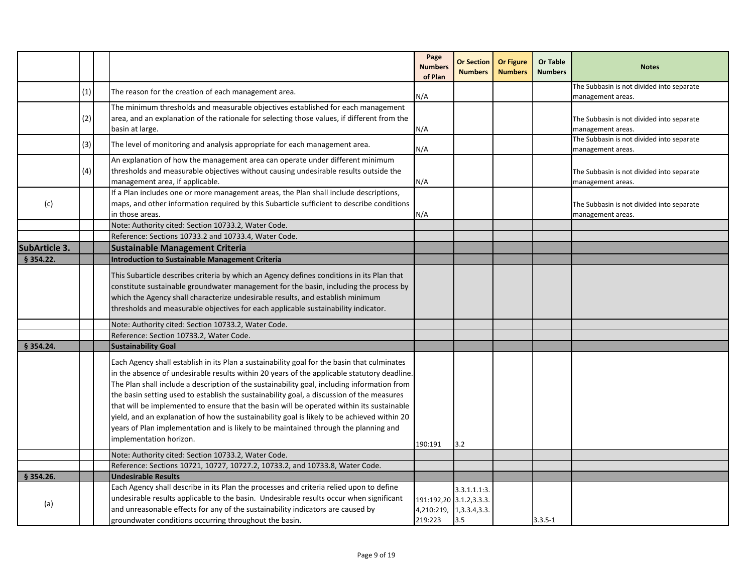| | | | | Page Numbers of Plan | Or Section Numbers | Or Figure Numbers | Or Table Numbers | Notes |
|---|---|---|---|---|---|---|---|---|
| | (1) | | The reason for the creation of each management area. | N/A | | | | The Subbasin is not divided into separate management areas. |
| | (2) | | The minimum thresholds and measurable objectives established for each management area, and an explanation of the rationale for selecting those values, if different from the basin at large. | N/A | | | | The Subbasin is not divided into separate management areas. |
| | (3) | | The level of monitoring and analysis appropriate for each management area. | N/A | | | | The Subbasin is not divided into separate management areas. |
| | (4) | | An explanation of how the management area can operate under different minimum thresholds and measurable objectives without causing undesirable results outside the management area, if applicable. | N/A | | | | The Subbasin is not divided into separate management areas. |
| (c) | | | If a Plan includes one or more management areas, the Plan shall include descriptions, maps, and other information required by this Subarticle sufficient to describe conditions in those areas. | N/A | | | | The Subbasin is not divided into separate management areas. |
| | | | Note: Authority cited: Section 10733.2, Water Code. | | | | | |
| | | | Reference: Sections 10733.2 and 10733.4, Water Code. | | | | | |
| **SubArticle 3.** | | | **Sustainable Management Criteria** | | | | | |
| **§ 354.22.** | | | **Introduction to Sustainable Management Criteria** | | | | | |
| | | | This Subarticle describes criteria by which an Agency defines conditions in its Plan that constitute sustainable groundwater management for the basin, including the process by which the Agency shall characterize undesirable results, and establish minimum thresholds and measurable objectives for each applicable sustainability indicator. | | | | | |
| | | | Note: Authority cited: Section 10733.2, Water Code. | | | | | |
| | | | Reference: Section 10733.2, Water Code. | | | | | |
| **§ 354.24.** | | | **Sustainability Goal** | | | | | |
| | | | Each Agency shall establish in its Plan a sustainability goal for the basin that culminates in the absence of undesirable results within 20 years of the applicable statutory deadline. The Plan shall include a description of the sustainability goal, including information from the basin setting used to establish the sustainability goal, a discussion of the measures that will be implemented to ensure that the basin will be operated within its sustainable yield, and an explanation of how the sustainability goal is likely to be achieved within 20 years of Plan implementation and is likely to be maintained through the planning and implementation horizon. | 190:191 | 3.2 | | | |
| | | | Note: Authority cited: Section 10733.2, Water Code. | | | | | |
| | | | Reference: Sections 10721, 10727, 10727.2, 10733.2, and 10733.8, Water Code. | | | | | |
| **§ 354.26.** | | | **Undesirable Results** | | | | | |
| (a) | | | Each Agency shall describe in its Plan the processes and criteria relied upon to define undesirable results applicable to the basin. Undesirable results occur when significant and unreasonable effects for any of the sustainability indicators are caused by groundwater conditions occurring throughout the basin. | 191:192,204,210:219,219:223 | 3.3.1.1.1:3.3.1.2,3.3.3.1,3.3.4,3.3.3.5 | | 3.3.5-1 | |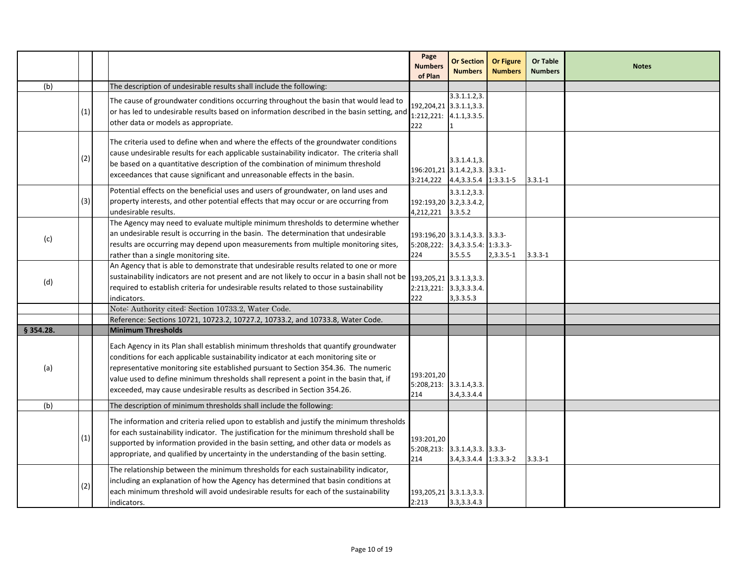| | | | | Page Numbers of Plan | Or Section Numbers | Or Figure Numbers | Or Table Numbers | Notes |
|---|---|---|---|---|---|---|---|---|
| (b) | | | The description of undesirable results shall include the following: | | | | | |
| | (1) | | The cause of groundwater conditions occurring throughout the basin that would lead to or has led to undesirable results based on information described in the basin setting, and other data or models as appropriate. | 192,204,211:212,221:222 | 3.3.1.1.2,3.3.3.1.1,3.3.4.1.1,3.3.5.1 | | | |
| | (2) | | The criteria used to define when and where the effects of the groundwater conditions cause undesirable results for each applicable sustainability indicator. The criteria shall be based on a quantitative description of the combination of minimum threshold exceedances that cause significant and unreasonable effects in the basin. | 196:201,213:214,222 | 3.3.1.4.1,3.3.1.4.2,3.3.4.4,3.3.5.4 | 3.3.1-1:3.3.1-5 | 3.3.1-1 | |
| | (3) | | Potential effects on the beneficial uses and users of groundwater, on land uses and property interests, and other potential effects that may occur or are occurring from undesirable results. | 192:193,204,212,221 | 3.3.1.2,3.3.2,3.3.4.2,3.3.5.2 | | | |
| (c) | | | The Agency may need to evaluate multiple minimum thresholds to determine whether an undesirable result is occurring in the basin. The determination that undesirable results are occurring may depend upon measurements from multiple monitoring sites, rather than a single monitoring site. | 193:196,205:208,222:224 | 3.3.1.4,3.3.3.4,3.3.5.4:3.5.5.5 | 3.3.3-1:3.3.3-2,3.3.5-1 | 3.3.3-1 | |
| (d) | | | An Agency that is able to demonstrate that undesirable results related to one or more sustainability indicators are not present and are not likely to occur in a basin shall not be required to establish criteria for undesirable results related to those sustainability indicators. | 193,205,212:213,221:222 | 3.3.1.3,3.3.3,3.3.4.3,3.3.5.3 | | | |
| | | | Note: Authority cited: Section 10733.2, Water Code. | | | | | |
| | | | Reference: Sections 10721, 10723.2, 10727.2, 10733.2, and 10733.8, Water Code. | | | | | |
| **§ 354.28.** | | | **Minimum Thresholds** | | | | | |
| (a) | | | Each Agency in its Plan shall establish minimum thresholds that quantify groundwater conditions for each applicable sustainability indicator at each monitoring site or representative monitoring site established pursuant to Section 354.36. The numeric value used to define minimum thresholds shall represent a point in the basin that, if exceeded, may cause undesirable results as described in Section 354.26. | 193:201,205:208,213:214 | 3.3.1.4,3.3.3.4,3.3.4.4 | | | |
| (b) | | | The description of minimum thresholds shall include the following: | | | | | |
| | (1) | | The information and criteria relied upon to establish and justify the minimum thresholds for each sustainability indicator. The justification for the minimum threshold shall be supported by information provided in the basin setting, and other data or models as appropriate, and qualified by uncertainty in the understanding of the basin setting. | 193:201,205:208,213:214 | 3.3.1.4,3.3.3.4,3.3.4.4 | 3.3.3-1:3.3.3-2 | 3.3.3-1 | |
| | (2) | | The relationship between the minimum thresholds for each sustainability indicator, including an explanation of how the Agency has determined that basin conditions at each minimum threshold will avoid undesirable results for each of the sustainability indicators. | 193,205,212:213 | 3.3.1.3,3.3.3,3.3.4.3 | | | |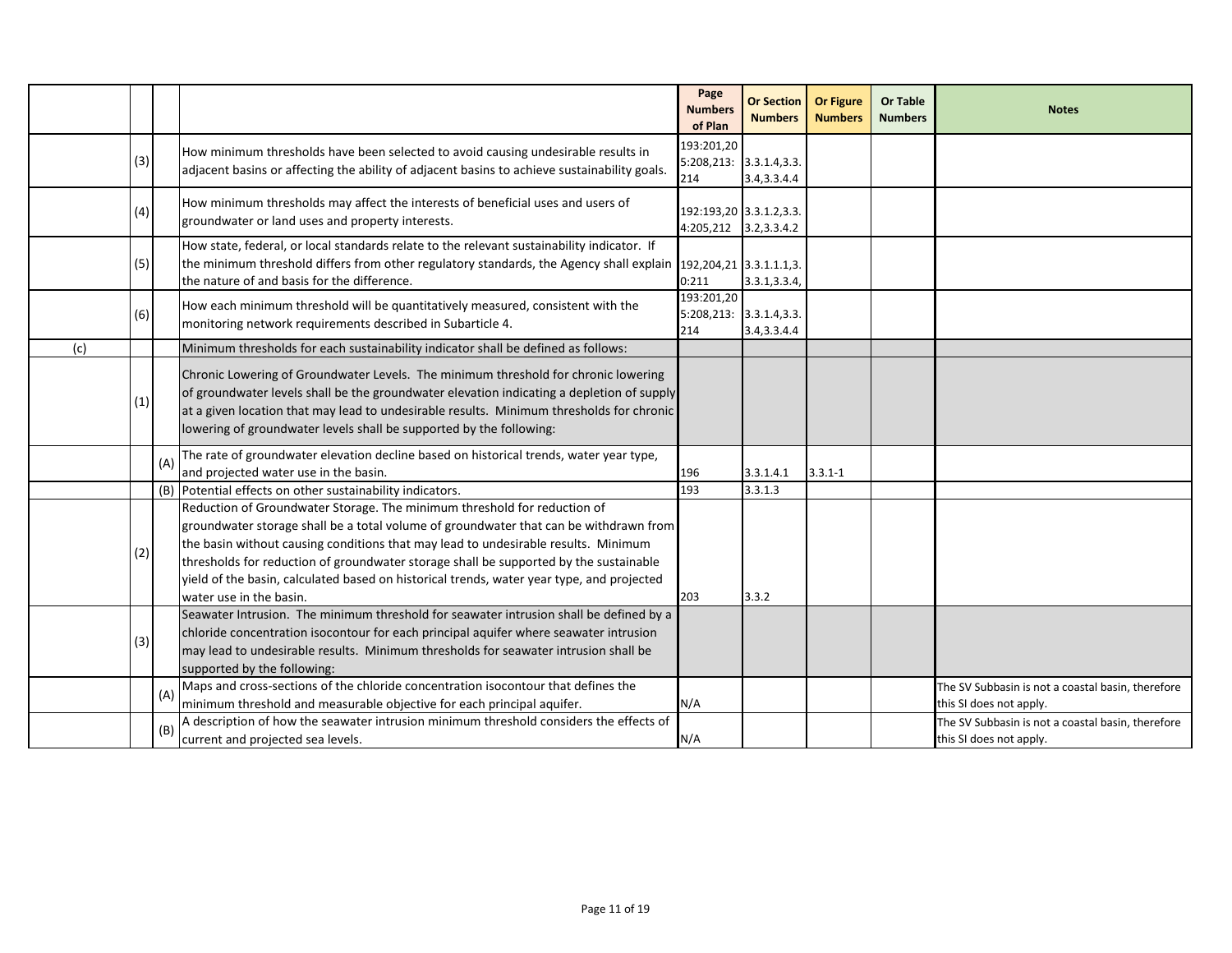| | | | | Page Numbers of Plan | Or Section Numbers | Or Figure Numbers | Or Table Numbers | Notes |
|---|---|---|---|---|---|---|---|---|
| | (3) | | How minimum thresholds have been selected to avoid causing undesirable results in adjacent basins or affecting the ability of adjacent basins to achieve sustainability goals. | 193:201,205:208,213:214 | 3.3.1.4,3.3.3.4,3.3.4.4 | | | |
| | (4) | | How minimum thresholds may affect the interests of beneficial uses and users of groundwater or land uses and property interests. | 192:193,204:205,212 | 3.3.1.2,3.3.3.2,3.3.4.2 | | | |
| | (5) | | How state, federal, or local standards relate to the relevant sustainability indicator. If the minimum threshold differs from other regulatory standards, the Agency shall explain the nature of and basis for the difference. | 192,204,210:211 | 3.3.1.1.1,3.3.3.1,3.3.4, | | | |
| | (6) | | How each minimum threshold will be quantitatively measured, consistent with the monitoring network requirements described in Subarticle 4. | 193:201,205:208,213:214 | 3.3.1.4,3.3.3.4,3.3.4.4 | | | |
| (c) | | | Minimum thresholds for each sustainability indicator shall be defined as follows: | | | | | |
| | (1) | | Chronic Lowering of Groundwater Levels. The minimum threshold for chronic lowering of groundwater levels shall be the groundwater elevation indicating a depletion of supply at a given location that may lead to undesirable results. Minimum thresholds for chronic lowering of groundwater levels shall be supported by the following: | | | | | |
| | | (A) | The rate of groundwater elevation decline based on historical trends, water year type, and projected water use in the basin. | 196 | 3.3.1.4.1 | 3.3.1-1 | | |
| | | (B) | Potential effects on other sustainability indicators. | 193 | 3.3.1.3 | | | |
| | (2) | | Reduction of Groundwater Storage. The minimum threshold for reduction of groundwater storage shall be a total volume of groundwater that can be withdrawn from the basin without causing conditions that may lead to undesirable results. Minimum thresholds for reduction of groundwater storage shall be supported by the sustainable yield of the basin, calculated based on historical trends, water year type, and projected water use in the basin. | 203 | 3.3.2 | | | |
| | (3) | | Seawater Intrusion. The minimum threshold for seawater intrusion shall be defined by a chloride concentration isocontour for each principal aquifer where seawater intrusion may lead to undesirable results. Minimum thresholds for seawater intrusion shall be supported by the following: | | | | | |
| | | (A) | Maps and cross-sections of the chloride concentration isocontour that defines the minimum threshold and measurable objective for each principal aquifer. | N/A | | | | The SV Subbasin is not a coastal basin, therefore this SI does not apply. |
| | | (B) | A description of how the seawater intrusion minimum threshold considers the effects of current and projected sea levels. | N/A | | | | The SV Subbasin is not a coastal basin, therefore this SI does not apply. |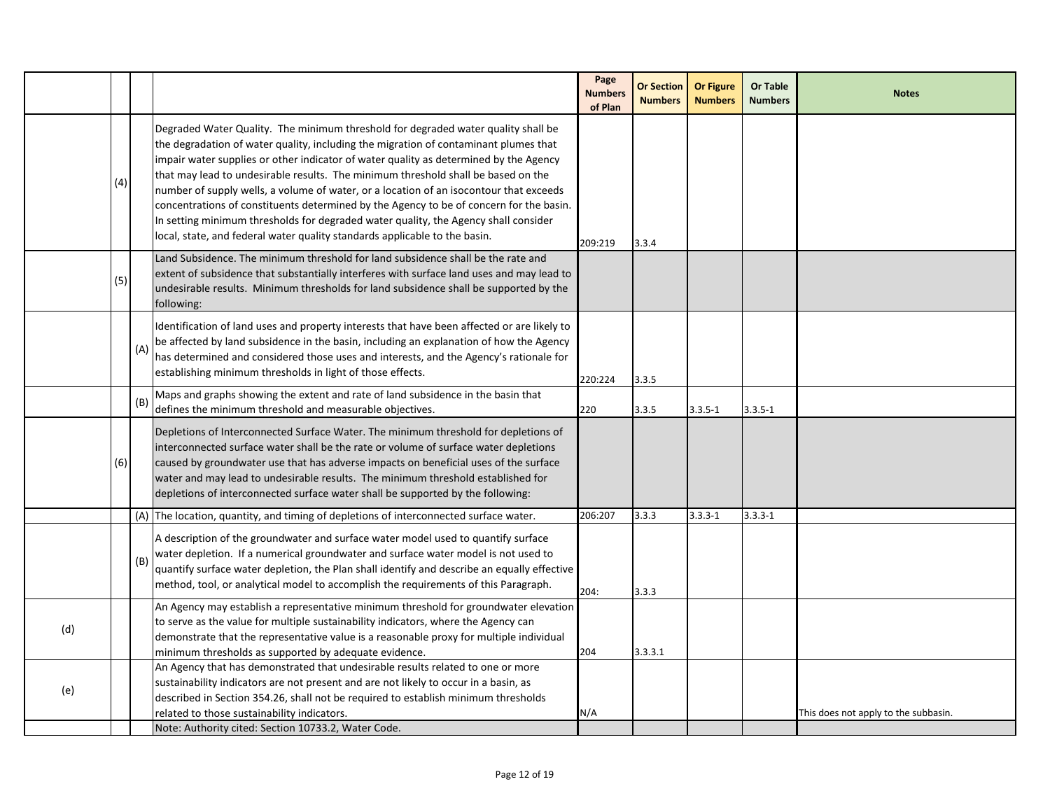| | | | | Page Numbers of Plan | Or Section Numbers | Or Figure Numbers | Or Table Numbers | Notes |
|---|---|---|---|---|---|---|---|---|
| | (4) | | Degraded Water Quality. The minimum threshold for degraded water quality shall be the degradation of water quality, including the migration of contaminant plumes that impair water supplies or other indicator of water quality as determined by the Agency that may lead to undesirable results. The minimum threshold shall be based on the number of supply wells, a volume of water, or a location of an isocontour that exceeds concentrations of constituents determined by the Agency to be of concern for the basin. In setting minimum thresholds for degraded water quality, the Agency shall consider local, state, and federal water quality standards applicable to the basin. | 209:219 | 3.3.4 | | | |
| | (5) | | Land Subsidence. The minimum threshold for land subsidence shall be the rate and extent of subsidence that substantially interferes with surface land uses and may lead to undesirable results. Minimum thresholds for land subsidence shall be supported by the following: | | | | | |
| | | (A) | Identification of land uses and property interests that have been affected or are likely to be affected by land subsidence in the basin, including an explanation of how the Agency has determined and considered those uses and interests, and the Agency's rationale for establishing minimum thresholds in light of those effects. | 220:224 | 3.3.5 | | | |
| | | (B) | Maps and graphs showing the extent and rate of land subsidence in the basin that defines the minimum threshold and measurable objectives. | 220 | 3.3.5 | 3.3.5-1 | 3.3.5-1 | |
| | (6) | | Depletions of Interconnected Surface Water. The minimum threshold for depletions of interconnected surface water shall be the rate or volume of surface water depletions caused by groundwater use that has adverse impacts on beneficial uses of the surface water and may lead to undesirable results. The minimum threshold established for depletions of interconnected surface water shall be supported by the following: | | | | | |
| | | (A) | The location, quantity, and timing of depletions of interconnected surface water. | 206:207 | 3.3.3 | 3.3.3-1 | 3.3.3-1 | |
| | | (B) | A description of the groundwater and surface water model used to quantify surface water depletion. If a numerical groundwater and surface water model is not used to quantify surface water depletion, the Plan shall identify and describe an equally effective method, tool, or analytical model to accomplish the requirements of this Paragraph. | 204: | 3.3.3 | | | |
| (d) | | | An Agency may establish a representative minimum threshold for groundwater elevation to serve as the value for multiple sustainability indicators, where the Agency can demonstrate that the representative value is a reasonable proxy for multiple individual minimum thresholds as supported by adequate evidence. | 204 | 3.3.3.1 | | | |
| (e) | | | An Agency that has demonstrated that undesirable results related to one or more sustainability indicators are not present and are not likely to occur in a basin, as described in Section 354.26, shall not be required to establish minimum thresholds related to those sustainability indicators. | N/A | | | | This does not apply to the subbasin. |
| | | | Note: Authority cited: Section 10733.2, Water Code. | | | | | |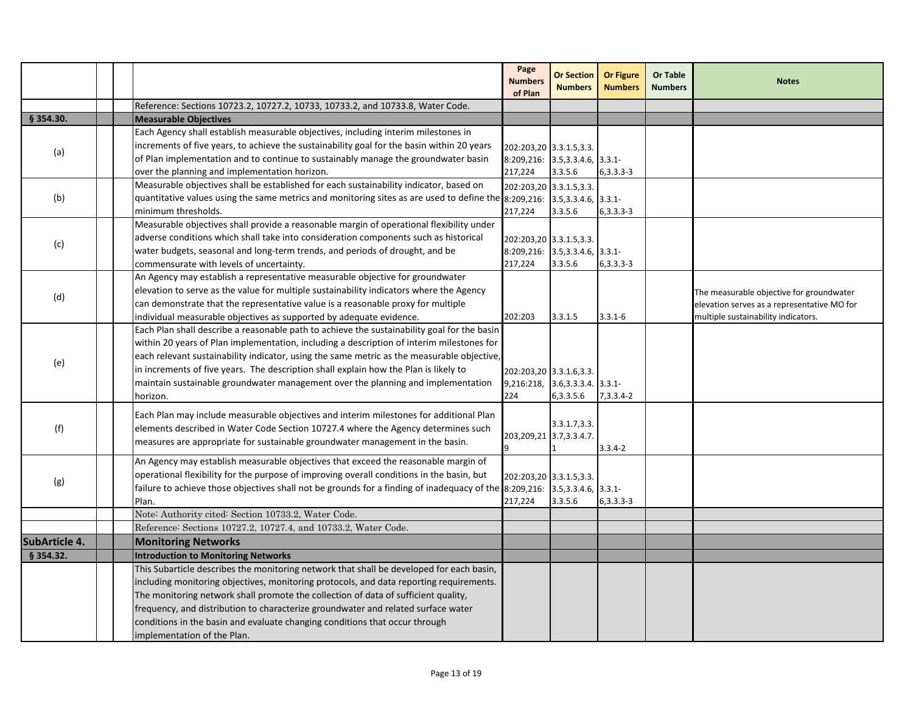| | | | | Page Numbers of Plan | Or Section Numbers | Or Figure Numbers | Or Table Numbers | Notes |
|---|---|---|---|---|---|---|---|---|
| | | | Reference: Sections 10723.2, 10727.2, 10733, 10733.2, and 10733.8, Water Code. | | | | | |
| **§ 354.30.** | | | **Measurable Objectives** | | | | | |
| (a) | | | Each Agency shall establish measurable objectives, including interim milestones in increments of five years, to achieve the sustainability goal for the basin within 20 years of Plan implementation and to continue to sustainably manage the groundwater basin over the planning and implementation horizon. | 202:203,208:209,216:217,224 | 3.3.1.5,3.3.3.5,3.3.4.6,3.3.5.6 | 3.3.1-6,3.3.3-3 | | |
| (b) | | | Measurable objectives shall be established for each sustainability indicator, based on quantitative values using the same metrics and monitoring sites as are used to define the minimum thresholds. | 202:203,208:209,216:217,224 | 3.3.1.5,3.3.3.5,3.3.4.6,3.3.5.6 | 3.3.1-6,3.3.3-3 | | |
| (c) | | | Measurable objectives shall provide a reasonable margin of operational flexibility under adverse conditions which shall take into consideration components such as historical water budgets, seasonal and long-term trends, and periods of drought, and be commensurate with levels of uncertainty. | 202:203,208:209,216:217,224 | 3.3.1.5,3.3.3.5,3.3.4.6,3.3.5.6 | 3.3.1-6,3.3.3-3 | | |
| (d) | | | An Agency may establish a representative measurable objective for groundwater elevation to serve as the value for multiple sustainability indicators where the Agency can demonstrate that the representative value is a reasonable proxy for multiple individual measurable objectives as supported by adequate evidence. | 202:203 | 3.3.1.5 | 3.3.1-6 | | The measurable objective for groundwater elevation serves as a representative MO for multiple sustainability indicators. |
| (e) | | | Each Plan shall describe a reasonable path to achieve the sustainability goal for the basin within 20 years of Plan implementation, including a description of interim milestones for each relevant sustainability indicator, using the same metric as the measurable objective, in increments of five years. The description shall explain how the Plan is likely to maintain sustainable groundwater management over the planning and implementation horizon. | 202:203,209,216:218,224 | 3.3.1.6,3.3.3.6,3.3.4.6,3.3.5.6 | 3.3.1-7,3.3.4-2 | | |
| (f) | | | Each Plan may include measurable objectives and interim milestones for additional Plan elements described in Water Code Section 10727.4 where the Agency determines such measures are appropriate for sustainable groundwater management in the basin. | 203,209,219 | 3.3.1.7,3.3.3.7,3.3.4.7.1 | 3.3.4-2 | | |
| (g) | | | An Agency may establish measurable objectives that exceed the reasonable margin of operational flexibility for the purpose of improving overall conditions in the basin, but failure to achieve those objectives shall not be grounds for a finding of inadequacy of the Plan. | 202:203,208:209,216:217,224 | 3.3.1.5,3.3.3.5,3.3.4.6,3.3.5.6 | 3.3.1-6,3.3.3-3 | | |
| | | | Note: Authority cited: Section 10733.2, Water Code. | | | | | |
| | | | Reference: Sections 10727.2, 10727.4, and 10733.2, Water Code. | | | | | |
| **SubArticle 4.** | | | **Monitoring Networks** | | | | | |
| **§ 354.32.** | | | **Introduction to Monitoring Networks** | | | | | |
| | | | This Subarticle describes the monitoring network that shall be developed for each basin, including monitoring objectives, monitoring protocols, and data reporting requirements. The monitoring network shall promote the collection of data of sufficient quality, frequency, and distribution to characterize groundwater and related surface water conditions in the basin and evaluate changing conditions that occur through implementation of the Plan. | | | | | |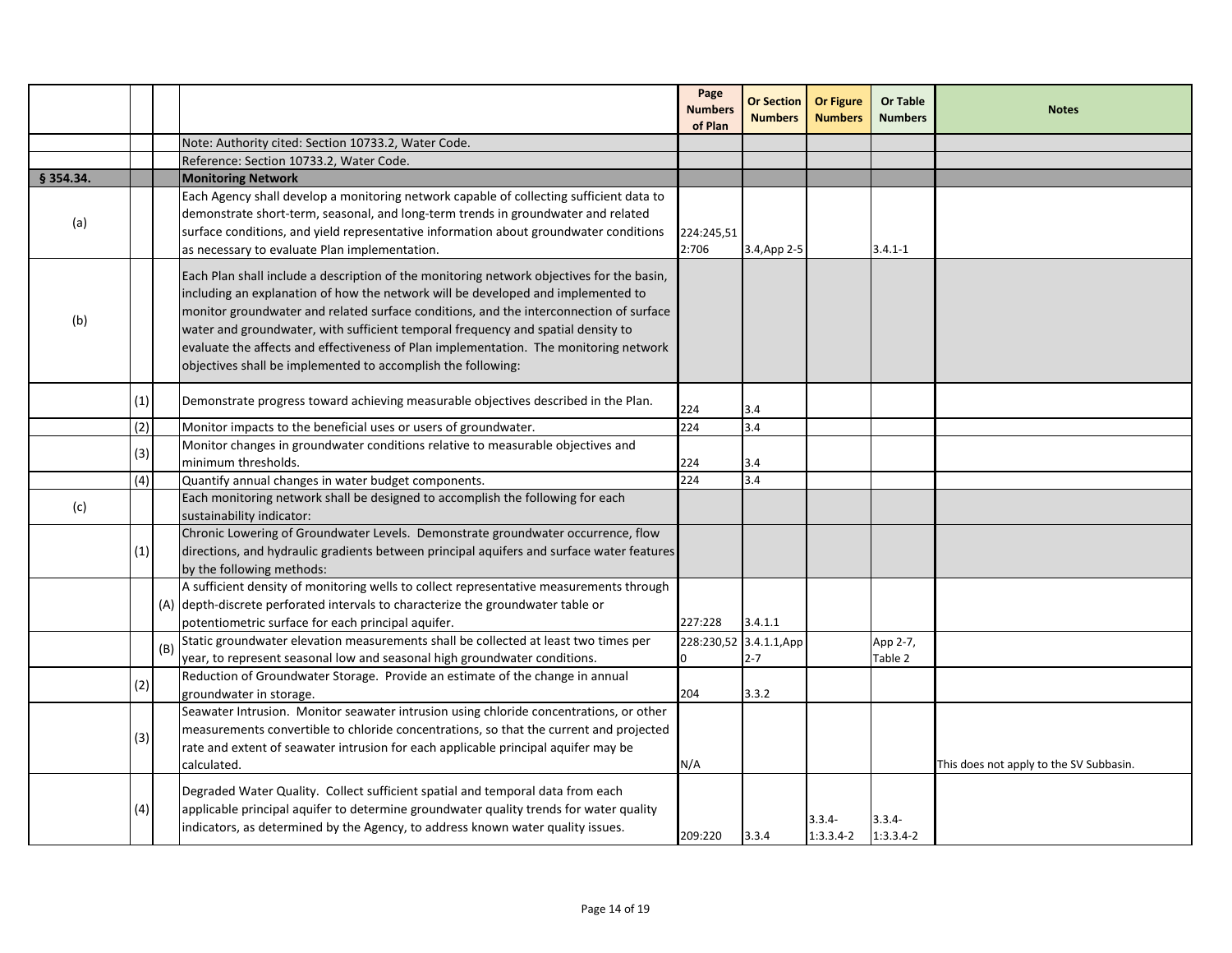| | | | | Page Numbers of Plan | Or Section Numbers | Or Figure Numbers | Or Table Numbers | Notes |
|---|---|---|---|---|---|---|---|---|
| | | | Note: Authority cited: Section 10733.2, Water Code. | | | | | |
| | | | Reference: Section 10733.2, Water Code. | | | | | |
| **§ 354.34.** | | | **Monitoring Network** | | | | | |
| (a) | | | Each Agency shall develop a monitoring network capable of collecting sufficient data to demonstrate short-term, seasonal, and long-term trends in groundwater and related surface conditions, and yield representative information about groundwater conditions as necessary to evaluate Plan implementation. | 224:245,512:706 | 3.4,App 2-5 | | 3.4.1-1 | |
| (b) | | | Each Plan shall include a description of the monitoring network objectives for the basin, including an explanation of how the network will be developed and implemented to monitor groundwater and related surface conditions, and the interconnection of surface water and groundwater, with sufficient temporal frequency and spatial density to evaluate the affects and effectiveness of Plan implementation. The monitoring network objectives shall be implemented to accomplish the following: | | | | | |
| | (1) | | Demonstrate progress toward achieving measurable objectives described in the Plan. | 224 | 3.4 | | | |
| | (2) | | Monitor impacts to the beneficial uses or users of groundwater. | 224 | 3.4 | | | |
| | (3) | | Monitor changes in groundwater conditions relative to measurable objectives and minimum thresholds. | 224 | 3.4 | | | |
| | (4) | | Quantify annual changes in water budget components. | 224 | 3.4 | | | |
| (c) | | | Each monitoring network shall be designed to accomplish the following for each sustainability indicator: | | | | | |
| | (1) | | Chronic Lowering of Groundwater Levels. Demonstrate groundwater occurrence, flow directions, and hydraulic gradients between principal aquifers and surface water features by the following methods: | | | | | |
| | | (A) | A sufficient density of monitoring wells to collect representative measurements through depth-discrete perforated intervals to characterize the groundwater table or potentiometric surface for each principal aquifer. | 227:228 | 3.4.1.1 | | | |
| | | (B) | Static groundwater elevation measurements shall be collected at least two times per year, to represent seasonal low and seasonal high groundwater conditions. | 228:230,520 | 3.4.1.1,App 2-7 | | App 2-7, Table 2 | |
| | (2) | | Reduction of Groundwater Storage. Provide an estimate of the change in annual groundwater in storage. | 204 | 3.3.2 | | | |
| | (3) | | Seawater Intrusion. Monitor seawater intrusion using chloride concentrations, or other measurements convertible to chloride concentrations, so that the current and projected rate and extent of seawater intrusion for each applicable principal aquifer may be calculated. | N/A | | | | This does not apply to the SV Subbasin. |
| | (4) | | Degraded Water Quality. Collect sufficient spatial and temporal data from each applicable principal aquifer to determine groundwater quality trends for water quality indicators, as determined by the Agency, to address known water quality issues. | 209:220 | 3.3.4 | 3.3.4-1:3.3.4-2 | 3.3.4-1:3.3.4-2 | |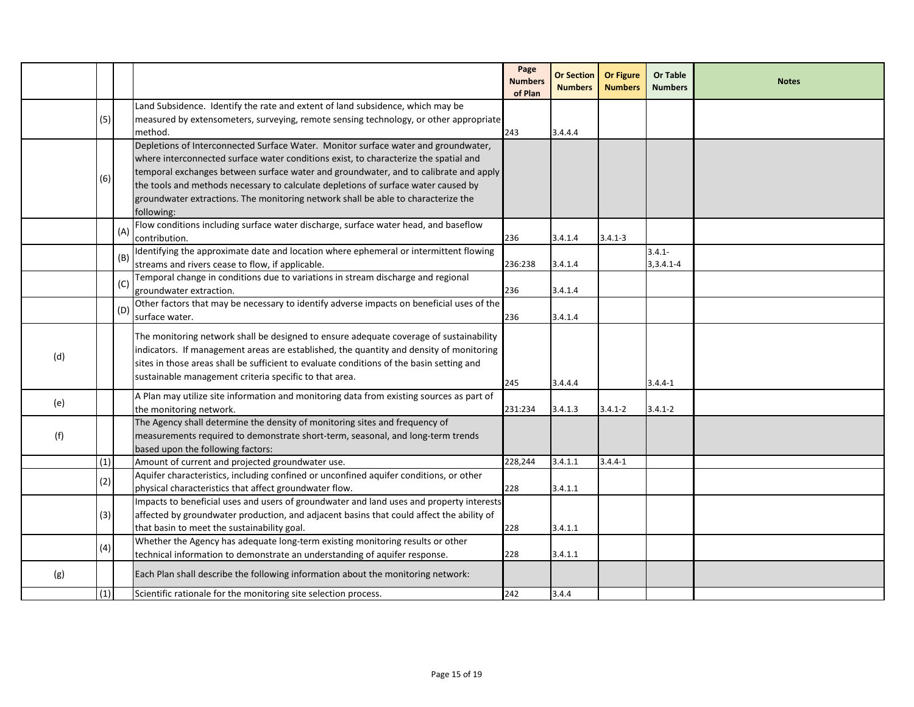| | | | | Page Numbers of Plan | Or Section Numbers | Or Figure Numbers | Or Table Numbers | Notes |
|---|---|---|---|---|---|---|---|---|
| | (5) | | Land Subsidence. Identify the rate and extent of land subsidence, which may be measured by extensometers, surveying, remote sensing technology, or other appropriate method. | 243 | 3.4.4.4 | | | |
| | (6) | | Depletions of Interconnected Surface Water. Monitor surface water and groundwater, where interconnected surface water conditions exist, to characterize the spatial and temporal exchanges between surface water and groundwater, and to calibrate and apply the tools and methods necessary to calculate depletions of surface water caused by groundwater extractions. The monitoring network shall be able to characterize the following: | | | | | |
| | | (A) | Flow conditions including surface water discharge, surface water head, and baseflow contribution. | 236 | 3.4.1.4 | 3.4.1-3 | | |
| | | (B) | Identifying the approximate date and location where ephemeral or intermittent flowing streams and rivers cease to flow, if applicable. | 236:238 | 3.4.1.4 | | 3.4.1-3,3.4.1-4 | |
| | | (C) | Temporal change in conditions due to variations in stream discharge and regional groundwater extraction. | 236 | 3.4.1.4 | | | |
| | | (D) | Other factors that may be necessary to identify adverse impacts on beneficial uses of the surface water. | 236 | 3.4.1.4 | | | |
| (d) | | | The monitoring network shall be designed to ensure adequate coverage of sustainability indicators. If management areas are established, the quantity and density of monitoring sites in those areas shall be sufficient to evaluate conditions of the basin setting and sustainable management criteria specific to that area. | 245 | 3.4.4.4 | | 3.4.4-1 | |
| (e) | | | A Plan may utilize site information and monitoring data from existing sources as part of the monitoring network. | 231:234 | 3.4.1.3 | 3.4.1-2 | 3.4.1-2 | |
| (f) | | | The Agency shall determine the density of monitoring sites and frequency of measurements required to demonstrate short-term, seasonal, and long-term trends based upon the following factors: | | | | | |
| | (1) | | Amount of current and projected groundwater use. | 228,244 | 3.4.1.1 | 3.4.4-1 | | |
| | (2) | | Aquifer characteristics, including confined or unconfined aquifer conditions, or other physical characteristics that affect groundwater flow. | 228 | 3.4.1.1 | | | |
| | (3) | | Impacts to beneficial uses and users of groundwater and land uses and property interests affected by groundwater production, and adjacent basins that could affect the ability of that basin to meet the sustainability goal. | 228 | 3.4.1.1 | | | |
| | (4) | | Whether the Agency has adequate long-term existing monitoring results or other technical information to demonstrate an understanding of aquifer response. | 228 | 3.4.1.1 | | | |
| (g) | | | Each Plan shall describe the following information about the monitoring network: | | | | | |
| | (1) | | Scientific rationale for the monitoring site selection process. | 242 | 3.4.4 | | | |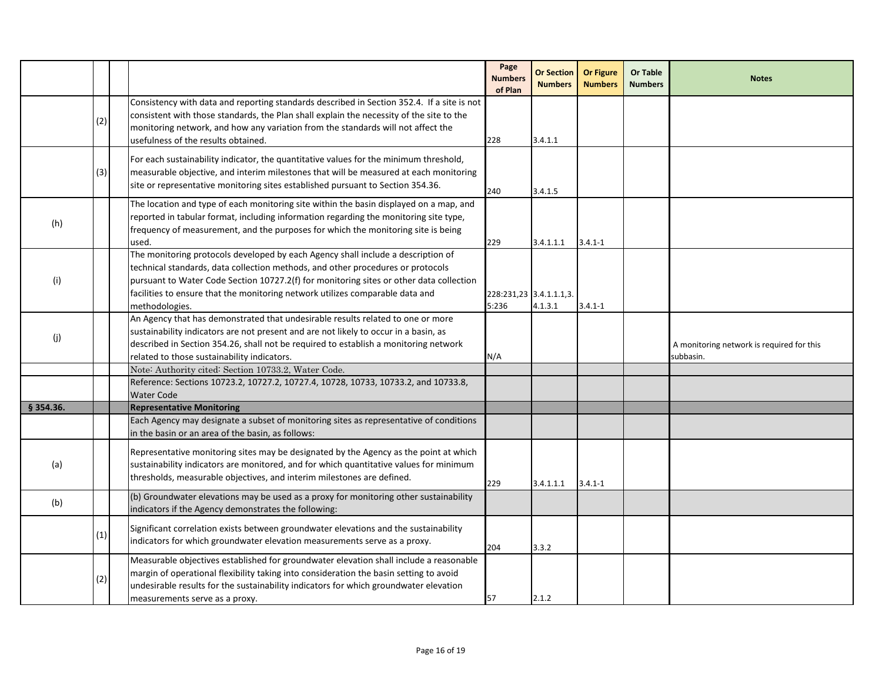| | | | | Page Numbers of Plan | Or Section Numbers | Or Figure Numbers | Or Table Numbers | Notes |
|---|---|---|---|---|---|---|---|---|
| | (2) | | Consistency with data and reporting standards described in Section 352.4. If a site is not consistent with those standards, the Plan shall explain the necessity of the site to the monitoring network, and how any variation from the standards will not affect the usefulness of the results obtained. | 228 | 3.4.1.1 | | | |
| | (3) | | For each sustainability indicator, the quantitative values for the minimum threshold, measurable objective, and interim milestones that will be measured at each monitoring site or representative monitoring sites established pursuant to Section 354.36. | 240 | 3.4.1.5 | | | |
| (h) | | | The location and type of each monitoring site within the basin displayed on a map, and reported in tabular format, including information regarding the monitoring site type, frequency of measurement, and the purposes for which the monitoring site is being used. | 229 | 3.4.1.1.1 | 3.4.1-1 | | |
| (i) | | | The monitoring protocols developed by each Agency shall include a description of technical standards, data collection methods, and other procedures or protocols pursuant to Water Code Section 10727.2(f) for monitoring sites or other data collection facilities to ensure that the monitoring network utilizes comparable data and methodologies. | 228:231,235:236 | 3.4.1.1.1,3.4.1.3.1 | 3.4.1-1 | | |
| (j) | | | An Agency that has demonstrated that undesirable results related to one or more sustainability indicators are not present and are not likely to occur in a basin, as described in Section 354.26, shall not be required to establish a monitoring network related to those sustainability indicators. | N/A | | | | A monitoring network is required for this subbasin. |
| | | | Note: Authority cited: Section 10733.2, Water Code. | | | | | |
| | | | Reference: Sections 10723.2, 10727.2, 10727.4, 10728, 10733, 10733.2, and 10733.8, Water Code | | | | | |
| **§ 354.36.** | | | **Representative Monitoring** | | | | | |
| | | | Each Agency may designate a subset of monitoring sites as representative of conditions in the basin or an area of the basin, as follows: | | | | | |
| (a) | | | Representative monitoring sites may be designated by the Agency as the point at which sustainability indicators are monitored, and for which quantitative values for minimum thresholds, measurable objectives, and interim milestones are defined. | 229 | 3.4.1.1.1 | 3.4.1-1 | | |
| (b) | | | (b) Groundwater elevations may be used as a proxy for monitoring other sustainability indicators if the Agency demonstrates the following: | | | | | |
| | (1) | | Significant correlation exists between groundwater elevations and the sustainability indicators for which groundwater elevation measurements serve as a proxy. | 204 | 3.3.2 | | | |
| | (2) | | Measurable objectives established for groundwater elevation shall include a reasonable margin of operational flexibility taking into consideration the basin setting to avoid undesirable results for the sustainability indicators for which groundwater elevation measurements serve as a proxy. | 57 | 2.1.2 | | | |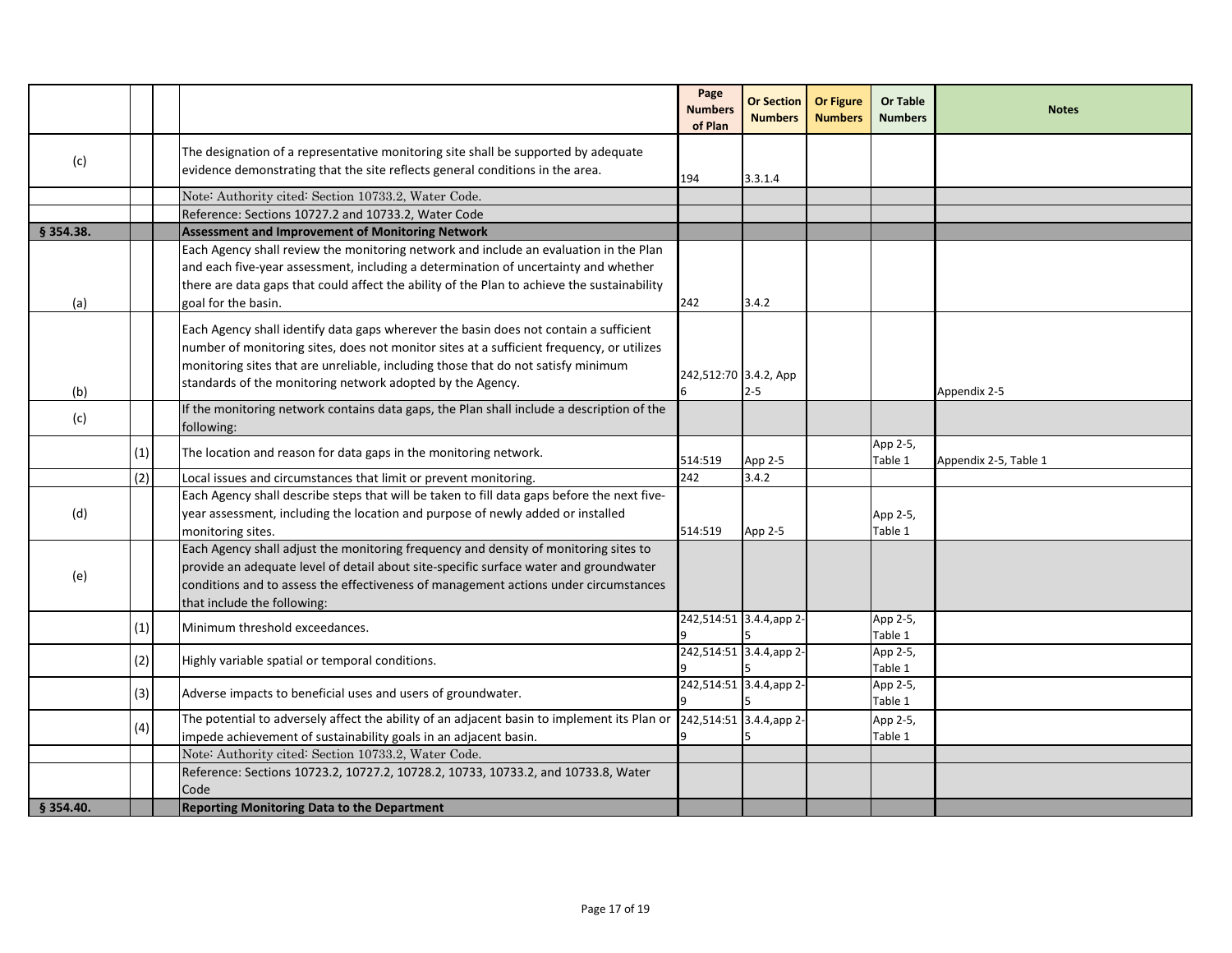| | | | | Page Numbers of Plan | Or Section Numbers | Or Figure Numbers | Or Table Numbers | Notes |
|---|---|---|---|---|---|---|---|---|
| (c) | | | The designation of a representative monitoring site shall be supported by adequate evidence demonstrating that the site reflects general conditions in the area. | 194 | 3.3.1.4 | | | |
| | | | Note: Authority cited: Section 10733.2, Water Code. | | | | | |
| | | | Reference: Sections 10727.2 and 10733.2, Water Code | | | | | |
| **§ 354.38.** | | | **Assessment and Improvement of Monitoring Network** | | | | | |
| (a) | | | Each Agency shall review the monitoring network and include an evaluation in the Plan and each five-year assessment, including a determination of uncertainty and whether there are data gaps that could affect the ability of the Plan to achieve the sustainability goal for the basin. | 242 | 3.4.2 | | | |
| (b) | | | Each Agency shall identify data gaps wherever the basin does not contain a sufficient number of monitoring sites, does not monitor sites at a sufficient frequency, or utilizes monitoring sites that are unreliable, including those that do not satisfy minimum standards of the monitoring network adopted by the Agency. | 242,512:706 | 3.4.2, App 2-5 | | | Appendix 2-5 |
| (c) | | | If the monitoring network contains data gaps, the Plan shall include a description of the following: | | | | | |
| | (1) | | The location and reason for data gaps in the monitoring network. | 514:519 | App 2-5 | | App 2-5, Table 1 | Appendix 2-5, Table 1 |
| | (2) | | Local issues and circumstances that limit or prevent monitoring. | 242 | 3.4.2 | | | |
| (d) | | | Each Agency shall describe steps that will be taken to fill data gaps before the next five-year assessment, including the location and purpose of newly added or installed monitoring sites. | 514:519 | App 2-5 | | App 2-5, Table 1 | |
| (e) | | | Each Agency shall adjust the monitoring frequency and density of monitoring sites to provide an adequate level of detail about site-specific surface water and groundwater conditions and to assess the effectiveness of management actions under circumstances that include the following: | | | | | |
| | (1) | | Minimum threshold exceedances. | 242,514:519 | 3.4.4,app 2-5 | | App 2-5, Table 1 | |
| | (2) | | Highly variable spatial or temporal conditions. | 242,514:519 | 3.4.4,app 2-5 | | App 2-5, Table 1 | |
| | (3) | | Adverse impacts to beneficial uses and users of groundwater. | 242,514:519 | 3.4.4,app 2-5 | | App 2-5, Table 1 | |
| | (4) | | The potential to adversely affect the ability of an adjacent basin to implement its Plan or impede achievement of sustainability goals in an adjacent basin. | 242,514:519 | 3.4.4,app 2-5 | | App 2-5, Table 1 | |
| | | | Note: Authority cited: Section 10733.2, Water Code. | | | | | |
| | | | Reference: Sections 10723.2, 10727.2, 10728.2, 10733, 10733.2, and 10733.8, Water Code | | | | | |
| **§ 354.40.** | | | **Reporting Monitoring Data to the Department** | | | | | |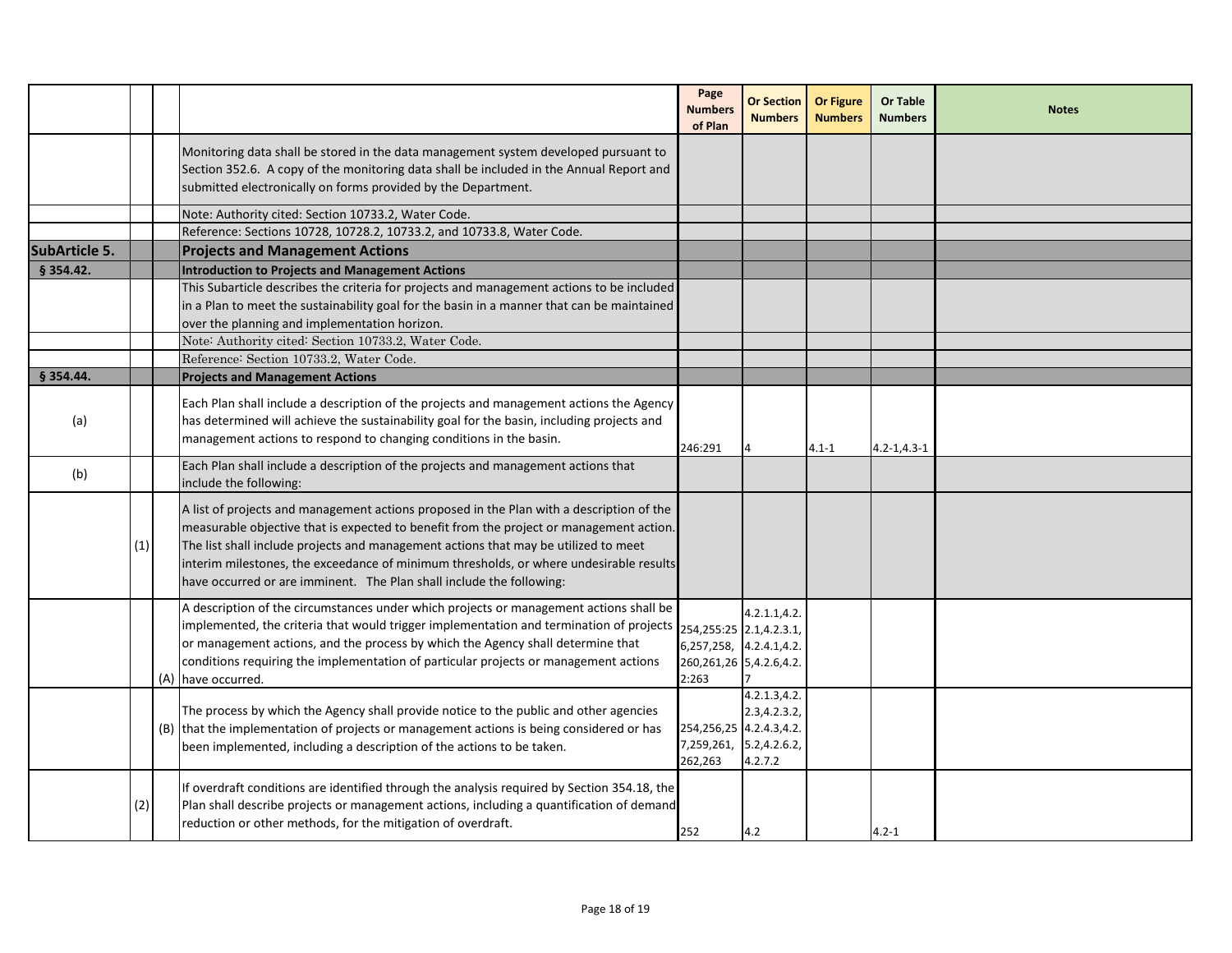| | | | Page Numbers of Plan | Or Section Numbers | Or Figure Numbers | Or Table Numbers | Notes |
|---|---|---|---|---|---|---|---|
| | | Monitoring data shall be stored in the data management system developed pursuant to Section 352.6. A copy of the monitoring data shall be included in the Annual Report and submitted electronically on forms provided by the Department. | | | | | |
| | | Note: Authority cited: Section 10733.2, Water Code. | | | | | |
| | | Reference: Sections 10728, 10728.2, 10733.2, and 10733.8, Water Code. | | | | | |
| **SubArticle 5.** | | | **Projects and Management Actions** | | | | |
| **§ 354.42.** | | **Introduction to Projects and Management Actions** | | | | | |
| | | This Subarticle describes the criteria for projects and management actions to be included in a Plan to meet the sustainability goal for the basin in a manner that can be maintained over the planning and implementation horizon. | | | | | |
| | | Note: Authority cited: Section 10733.2, Water Code. | | | | | |
| | | Reference: Section 10733.2, Water Code. | | | | | |
| **§ 354.44.** | | **Projects and Management Actions** | | | | | |
| (a) | | Each Plan shall include a description of the projects and management actions the Agency has determined will achieve the sustainability goal for the basin, including projects and management actions to respond to changing conditions in the basin. | 246:291 | 4 | 4.1-1 | 4.2-1,4.3-1 | |
| (b) | | Each Plan shall include a description of the projects and management actions that include the following: | | | | | |
| | (1) | A list of projects and management actions proposed in the Plan with a description of the measurable objective that is expected to benefit from the project or management action. The list shall include projects and management actions that may be utilized to meet interim milestones, the exceedance of minimum thresholds, or where undesirable results have occurred or are imminent. The Plan shall include the following: | | | | | |
| | (A) | A description of the circumstances under which projects or management actions shall be implemented, the criteria that would trigger implementation and termination of projects or management actions, and the process by which the Agency shall determine that conditions requiring the implementation of particular projects or management actions have occurred. | 254,255:256,257,258, 260,261,262:263 | 4.2.1.1,4.2.2.1,4.2.3.1, 4.2.4.1,4.2.5,4.2.6,4.2.7 | | | |
| | (B) | The process by which the Agency shall provide notice to the public and other agencies that the implementation of projects or management actions is being considered or has been implemented, including a description of the actions to be taken. | 254,256,257,259,261, 262,263 | 4.2.1.3,4.2.3,4.2.3.2, 4.2.4.3,4.2.5.2,4.2.6.2, 4.2.7.2 | | | |
| | (2) | If overdraft conditions are identified through the analysis required by Section 354.18, the Plan shall describe projects or management actions, including a quantification of demand reduction or other methods, for the mitigation of overdraft. | 252 | 4.2 | | 4.2-1 | |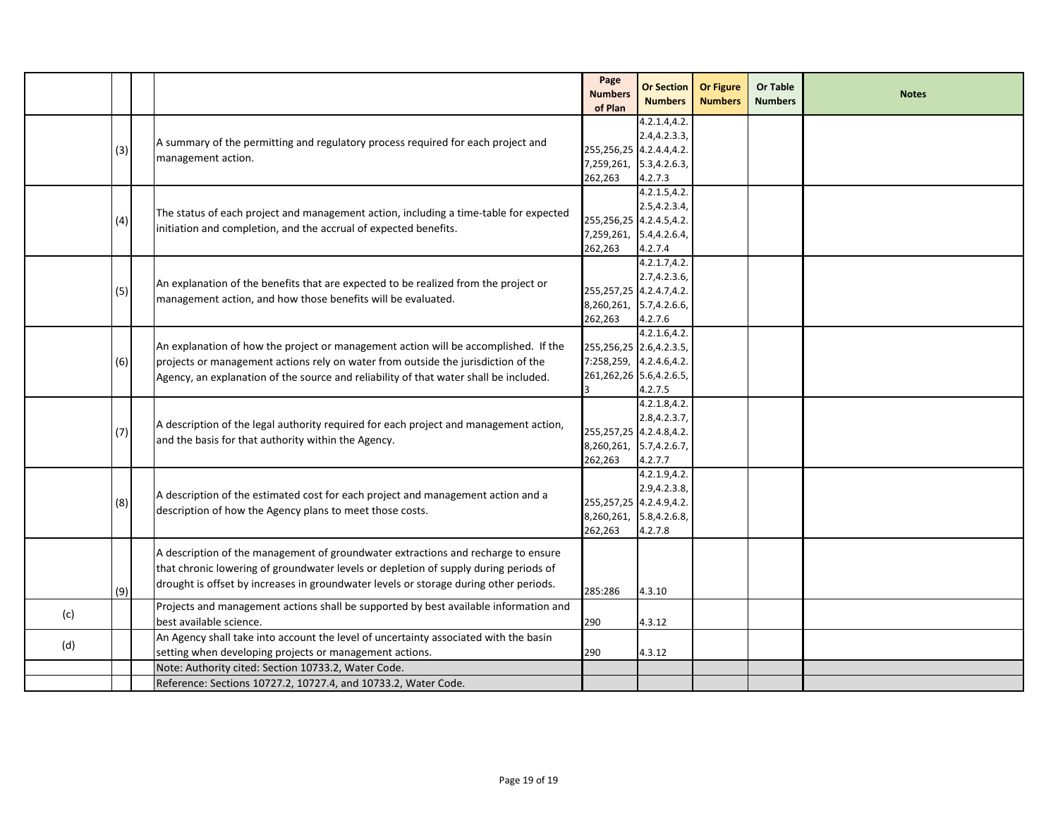| | | | | Page Numbers of Plan | Or Section Numbers | Or Figure Numbers | Or Table Numbers | Notes |
|---|---|---|---|---|---|---|---|---|
| | (3) | | A summary of the permitting and regulatory process required for each project and management action. | 255,256,257,259,261,262,263 | 4.2.1.4,4.2.2.4,4.2.3.3,4.2.4.4,4.2.5.3,4.2.6.3,4.2.7.3 | | | |
| | (4) | | The status of each project and management action, including a time-table for expected initiation and completion, and the accrual of expected benefits. | 255,256,257,259,261,262,263 | 4.2.1.5,4.2.2.5,4.2.3.4,4.2.4.5,4.2.5.4,4.2.6.4,4.2.7.4 | | | |
| | (5) | | An explanation of the benefits that are expected to be realized from the project or management action, and how those benefits will be evaluated. | 255,257,258,260,261,262,263 | 4.2.1.7,4.2.2.7,4.2.3.6,4.2.4.7,4.2.5.7,4.2.6.6,4.2.7.6 | | | |
| | (6) | | An explanation of how the project or management action will be accomplished. If the projects or management actions rely on water from outside the jurisdiction of the Agency, an explanation of the source and reliability of that water shall be included. | 255,256,257:258,259,261,262,263 | 4.2.1.6,4.2.2.6,4.2.3.5,4.2.4.6,4.2.5.6,4.2.6.5,4.2.7.5 | | | |
| | (7) | | A description of the legal authority required for each project and management action, and the basis for that authority within the Agency. | 255,257,258,260,261,262,263 | 4.2.1.8,4.2.2.8,4.2.3.7,4.2.4.8,4.2.5.7,4.2.6.7,4.2.7.7 | | | |
| | (8) | | A description of the estimated cost for each project and management action and a description of how the Agency plans to meet those costs. | 255,257,258,260,261,262,263 | 4.2.1.9,4.2.2.9,4.2.3.8,4.2.4.9,4.2.5.8,4.2.6.8,4.2.7.8 | | | |
| | (9) | | A description of the management of groundwater extractions and recharge to ensure that chronic lowering of groundwater levels or depletion of supply during periods of drought is offset by increases in groundwater levels or storage during other periods. | 285:286 | 4.3.10 | | | |
| (c) | | | Projects and management actions shall be supported by best available information and best available science. | 290 | 4.3.12 | | | |
| (d) | | | An Agency shall take into account the level of uncertainty associated with the basin setting when developing projects or management actions. | 290 | 4.3.12 | | | |
| | | | Note: Authority cited: Section 10733.2, Water Code. | | | | | |
| | | | Reference: Sections 10727.2, 10727.4, and 10733.2, Water Code. | | | | | |